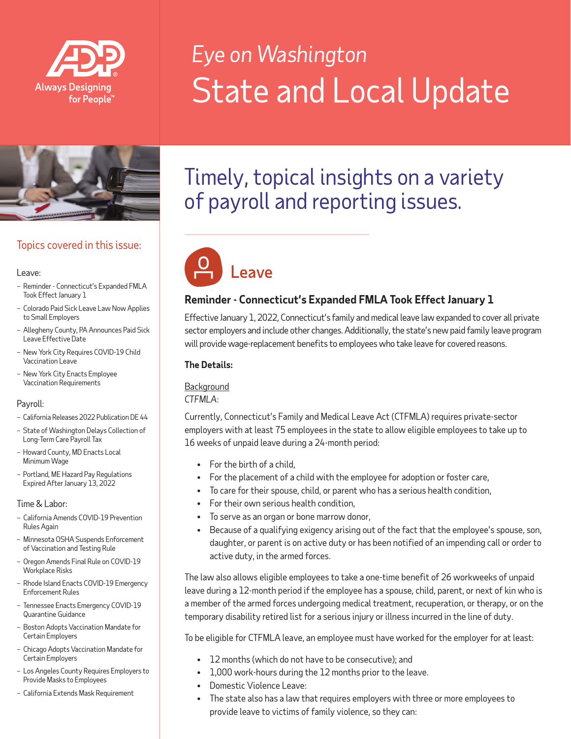# Eye on Washington

# State and Local Update

## Timely, topical insights on a variety of payroll and reporting issues.

### Topics covered in this issue:

Leave:

- Reminder - Connecticut's Expanded FMLA Took Effect January 1
- Colorado Paid Sick Leave Law Now Applies to Small Employers
- Allegheny County, PA Announces Paid Sick Leave Effective Date
- New York City Requires COVID-19 Child Vaccination Leave
- New York City Enacts Employee Vaccination Requirements

Payroll:

- California Releases 2022 Publication DE 44
- State of Washington Delays Collection of Long-Term Care Payroll Tax
- Howard County, MD Enacts Local Minimum Wage
- Portland, ME Hazard Pay Regulations Expired After January 13, 2022

Time & Labor:

- California Amends COVID-19 Prevention Rules Again
- Minnesota OSHA Suspends Enforcement of Vaccination and Testing Rule
- Oregon Amends Final Rule on COVID-19 Workplace Risks
- Rhode Island Enacts COVID-19 Emergency Enforcement Rules
- Tennessee Enacts Emergency COVID-19 Quarantine Guidance
- Boston Adopts Vaccination Mandate for Certain Employers
- Chicago Adopts Vaccination Mandate for Certain Employers
- Los Angeles County Requires Employers to Provide Masks to Employees
- California Extends Mask Requirement

## Leave

### Reminder - Connecticut's Expanded FMLA Took Effect January 1

Effective January 1, 2022, Connecticut's family and medical leave law expanded to cover all private sector employers and include other changes. Additionally, the state's new paid family leave program will provide wage-replacement benefits to employees who take leave for covered reasons.

**The Details:**

Background

*CTFMLA:*

Currently, Connecticut's Family and Medical Leave Act (CTFMLA) requires private-sector employers with at least 75 employees in the state to allow eligible employees to take up to 16 weeks of unpaid leave during a 24-month period:

- For the birth of a child,
- For the placement of a child with the employee for adoption or foster care,
- To care for their spouse, child, or parent who has a serious health condition,
- For their own serious health condition,
- To serve as an organ or bone marrow donor,
- Because of a qualifying exigency arising out of the fact that the employee's spouse, son, daughter, or parent is on active duty or has been notified of an impending call or order to active duty, in the armed forces.

The law also allows eligible employees to take a one-time benefit of 26 workweeks of unpaid leave during a 12-month period if the employee has a spouse, child, parent, or next of kin who is a member of the armed forces undergoing medical treatment, recuperation, or therapy, or on the temporary disability retired list for a serious injury or illness incurred in the line of duty.

To be eligible for CTFMLA leave, an employee must have worked for the employer for at least:

- 12 months (which do not have to be consecutive); and
- 1,000 work-hours during the 12 months prior to the leave.
- Domestic Violence Leave:
- The state also has a law that requires employers with three or more employees to provide leave to victims of family violence, so they can: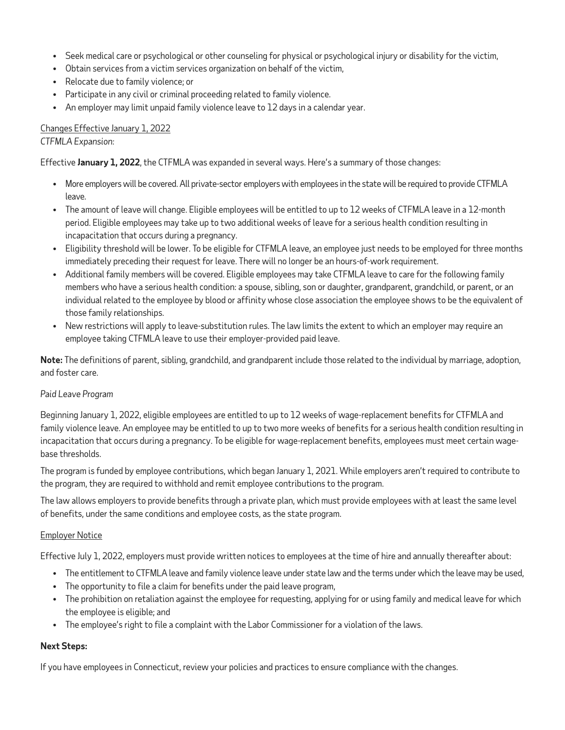- Seek medical care or psychological or other counseling for physical or psychological injury or disability for the victim,
- Obtain services from a victim services organization on behalf of the victim,
- Relocate due to family violence; or
- Participate in any civil or criminal proceeding related to family violence.
- An employer may limit unpaid family violence leave to 12 days in a calendar year.

Changes Effective January 1, 2022

*CTFMLA Expansion:*

Effective **January 1, 2022**, the CTFMLA was expanded in several ways. Here's a summary of those changes:

- More employers will be covered. All private-sector employers with employees in the state will be required to provide CTFMLA leave.
- The amount of leave will change. Eligible employees will be entitled to up to 12 weeks of CTFMLA leave in a 12-month period. Eligible employees may take up to two additional weeks of leave for a serious health condition resulting in incapacitation that occurs during a pregnancy.
- Eligibility threshold will be lower. To be eligible for CTFMLA leave, an employee just needs to be employed for three months immediately preceding their request for leave. There will no longer be an hours-of-work requirement.
- Additional family members will be covered. Eligible employees may take CTFMLA leave to care for the following family members who have a serious health condition: a spouse, sibling, son or daughter, grandparent, grandchild, or parent, or an individual related to the employee by blood or affinity whose close association the employee shows to be the equivalent of those family relationships.
- New restrictions will apply to leave-substitution rules. The law limits the extent to which an employer may require an employee taking CTFMLA leave to use their employer-provided paid leave.

**Note:** The definitions of parent, sibling, grandchild, and grandparent include those related to the individual by marriage, adoption, and foster care.

*Paid Leave Program*

Beginning January 1, 2022, eligible employees are entitled to up to 12 weeks of wage-replacement benefits for CTFMLA and family violence leave. An employee may be entitled to up to two more weeks of benefits for a serious health condition resulting in incapacitation that occurs during a pregnancy. To be eligible for wage-replacement benefits, employees must meet certain wage-base thresholds.

The program is funded by employee contributions, which began January 1, 2021. While employers aren't required to contribute to the program, they are required to withhold and remit employee contributions to the program.

The law allows employers to provide benefits through a private plan, which must provide employees with at least the same level of benefits, under the same conditions and employee costs, as the state program.

Employer Notice

Effective July 1, 2022, employers must provide written notices to employees at the time of hire and annually thereafter about:

- The entitlement to CTFMLA leave and family violence leave under state law and the terms under which the leave may be used,
- The opportunity to file a claim for benefits under the paid leave program,
- The prohibition on retaliation against the employee for requesting, applying for or using family and medical leave for which the employee is eligible; and
- The employee's right to file a complaint with the Labor Commissioner for a violation of the laws.

**Next Steps:**

If you have employees in Connecticut, review your policies and practices to ensure compliance with the changes.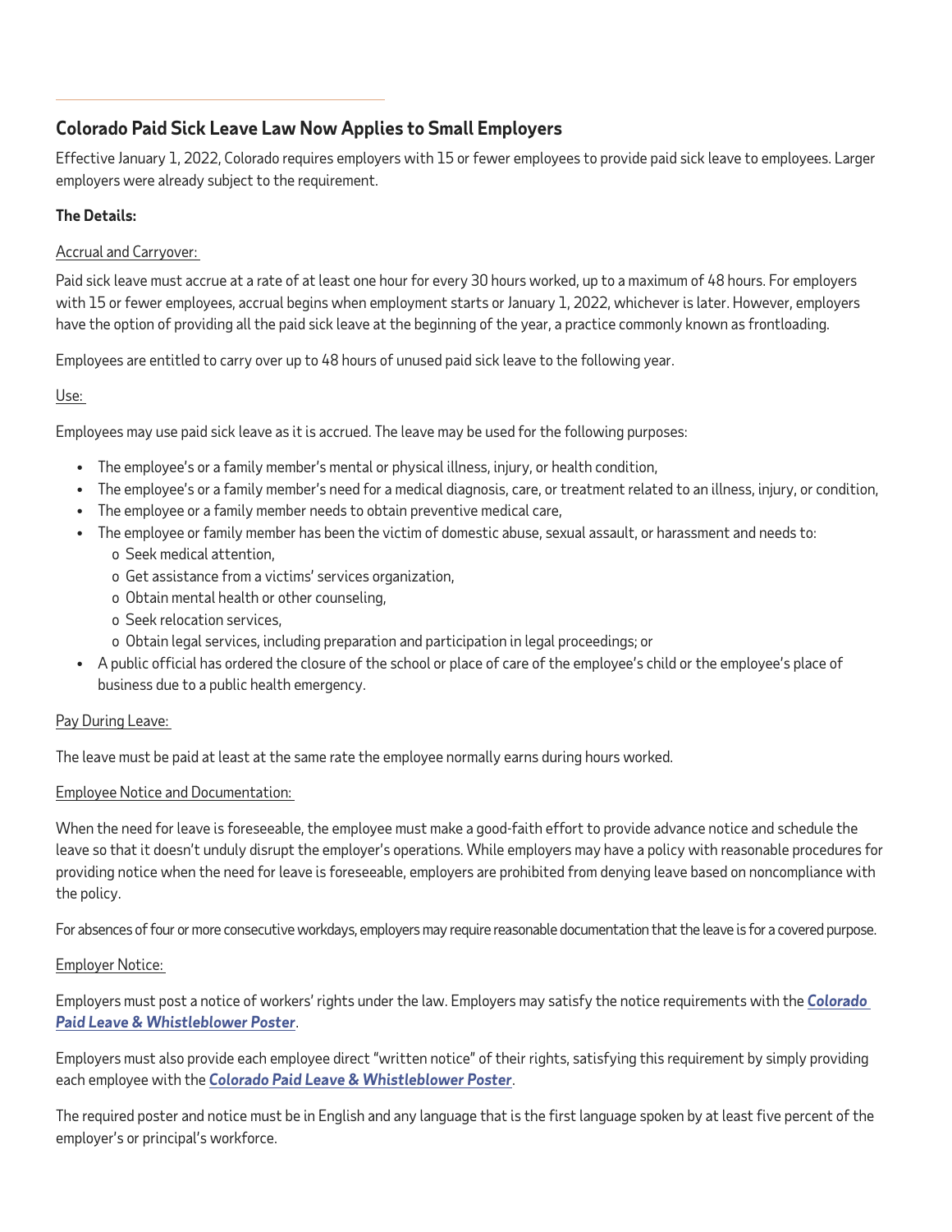## Colorado Paid Sick Leave Law Now Applies to Small Employers

Effective January 1, 2022, Colorado requires employers with 15 or fewer employees to provide paid sick leave to employees. Larger employers were already subject to the requirement.

**The Details:**

Accrual and Carryover:

Paid sick leave must accrue at a rate of at least one hour for every 30 hours worked, up to a maximum of 48 hours. For employers with 15 or fewer employees, accrual begins when employment starts or January 1, 2022, whichever is later. However, employers have the option of providing all the paid sick leave at the beginning of the year, a practice commonly known as frontloading.

Employees are entitled to carry over up to 48 hours of unused paid sick leave to the following year.

Use:

Employees may use paid sick leave as it is accrued. The leave may be used for the following purposes:

- The employee's or a family member's mental or physical illness, injury, or health condition,
- The employee's or a family member's need for a medical diagnosis, care, or treatment related to an illness, injury, or condition,
- The employee or a family member needs to obtain preventive medical care,
- The employee or family member has been the victim of domestic abuse, sexual assault, or harassment and needs to:
  - Seek medical attention,
  - Get assistance from a victims' services organization,
  - Obtain mental health or other counseling,
  - Seek relocation services,
  - Obtain legal services, including preparation and participation in legal proceedings; or
- A public official has ordered the closure of the school or place of care of the employee's child or the employee's place of business due to a public health emergency.

Pay During Leave:

The leave must be paid at least at the same rate the employee normally earns during hours worked.

Employee Notice and Documentation:

When the need for leave is foreseeable, the employee must make a good-faith effort to provide advance notice and schedule the leave so that it doesn't unduly disrupt the employer's operations. While employers may have a policy with reasonable procedures for providing notice when the need for leave is foreseeable, employers are prohibited from denying leave based on noncompliance with the policy.

For absences of four or more consecutive workdays, employers may require reasonable documentation that the leave is for a covered purpose.

Employer Notice:

Employers must post a notice of workers' rights under the law. Employers may satisfy the notice requirements with the ***Colorado Paid Leave & Whistleblower Poster***.

Employers must also provide each employee direct "written notice" of their rights, satisfying this requirement by simply providing each employee with the ***Colorado Paid Leave & Whistleblower Poster***.

The required poster and notice must be in English and any language that is the first language spoken by at least five percent of the employer's or principal's workforce.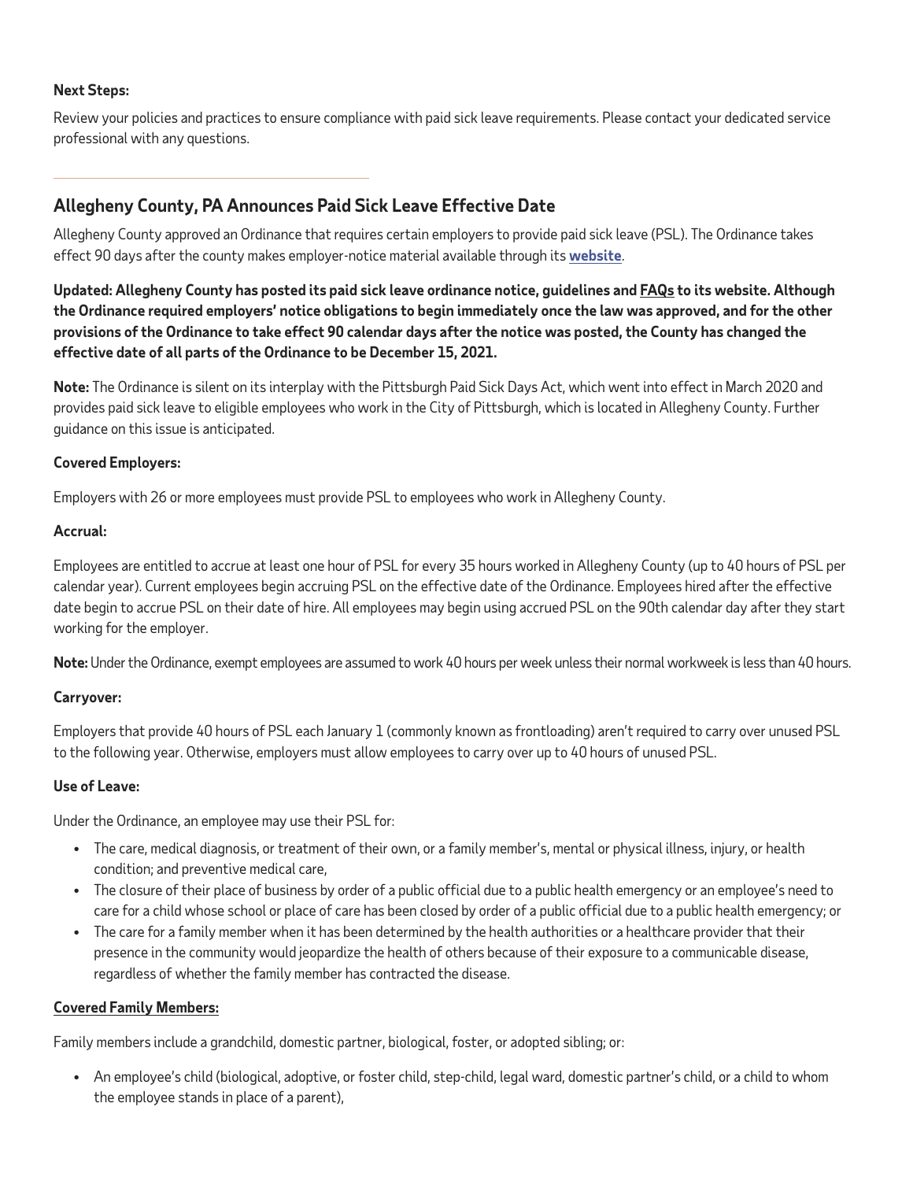**Next Steps:**

Review your policies and practices to ensure compliance with paid sick leave requirements. Please contact your dedicated service professional with any questions.

---

## Allegheny County, PA Announces Paid Sick Leave Effective Date

Allegheny County approved an Ordinance that requires certain employers to provide paid sick leave (PSL). The Ordinance takes effect 90 days after the county makes employer-notice material available through its **website**.

**Updated: Allegheny County has posted its paid sick leave ordinance notice, guidelines and FAQs to its website. Although the Ordinance required employers' notice obligations to begin immediately once the law was approved, and for the other provisions of the Ordinance to take effect 90 calendar days after the notice was posted, the County has changed the effective date of all parts of the Ordinance to be December 15, 2021.**

**Note:** The Ordinance is silent on its interplay with the Pittsburgh Paid Sick Days Act, which went into effect in March 2020 and provides paid sick leave to eligible employees who work in the City of Pittsburgh, which is located in Allegheny County. Further guidance on this issue is anticipated.

**Covered Employers:**

Employers with 26 or more employees must provide PSL to employees who work in Allegheny County.

**Accrual:**

Employees are entitled to accrue at least one hour of PSL for every 35 hours worked in Allegheny County (up to 40 hours of PSL per calendar year). Current employees begin accruing PSL on the effective date of the Ordinance. Employees hired after the effective date begin to accrue PSL on their date of hire. All employees may begin using accrued PSL on the 90th calendar day after they start working for the employer.

**Note:** Under the Ordinance, exempt employees are assumed to work 40 hours per week unless their normal workweek is less than 40 hours.

**Carryover:**

Employers that provide 40 hours of PSL each January 1 (commonly known as frontloading) aren't required to carry over unused PSL to the following year. Otherwise, employers must allow employees to carry over up to 40 hours of unused PSL.

**Use of Leave:**

Under the Ordinance, an employee may use their PSL for:

- The care, medical diagnosis, or treatment of their own, or a family member's, mental or physical illness, injury, or health condition; and preventive medical care,
- The closure of their place of business by order of a public official due to a public health emergency or an employee's need to care for a child whose school or place of care has been closed by order of a public official due to a public health emergency; or
- The care for a family member when it has been determined by the health authorities or a healthcare provider that their presence in the community would jeopardize the health of others because of their exposure to a communicable disease, regardless of whether the family member has contracted the disease.

**Covered Family Members:**

Family members include a grandchild, domestic partner, biological, foster, or adopted sibling; or:

- An employee's child (biological, adoptive, or foster child, step-child, legal ward, domestic partner's child, or a child to whom the employee stands in place of a parent),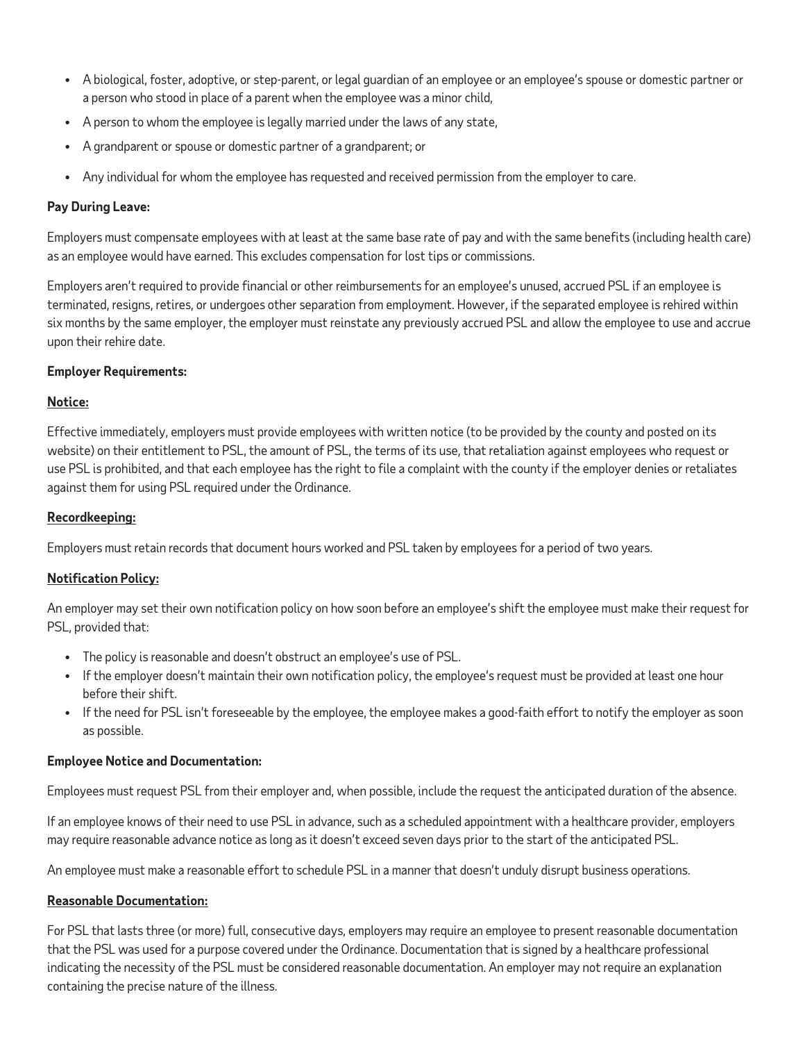- A biological, foster, adoptive, or step-parent, or legal guardian of an employee or an employee's spouse or domestic partner or a person who stood in place of a parent when the employee was a minor child,
- A person to whom the employee is legally married under the laws of any state,
- A grandparent or spouse or domestic partner of a grandparent; or
- Any individual for whom the employee has requested and received permission from the employer to care.

**Pay During Leave:**

Employers must compensate employees with at least at the same base rate of pay and with the same benefits (including health care) as an employee would have earned. This excludes compensation for lost tips or commissions.

Employers aren't required to provide financial or other reimbursements for an employee's unused, accrued PSL if an employee is terminated, resigns, retires, or undergoes other separation from employment. However, if the separated employee is rehired within six months by the same employer, the employer must reinstate any previously accrued PSL and allow the employee to use and accrue upon their rehire date.

**Employer Requirements:**

**Notice:**

Effective immediately, employers must provide employees with written notice (to be provided by the county and posted on its website) on their entitlement to PSL, the amount of PSL, the terms of its use, that retaliation against employees who request or use PSL is prohibited, and that each employee has the right to file a complaint with the county if the employer denies or retaliates against them for using PSL required under the Ordinance.

**Recordkeeping:**

Employers must retain records that document hours worked and PSL taken by employees for a period of two years.

**Notification Policy:**

An employer may set their own notification policy on how soon before an employee's shift the employee must make their request for PSL, provided that:

- The policy is reasonable and doesn't obstruct an employee's use of PSL.
- If the employer doesn't maintain their own notification policy, the employee's request must be provided at least one hour before their shift.
- If the need for PSL isn't foreseeable by the employee, the employee makes a good-faith effort to notify the employer as soon as possible.

**Employee Notice and Documentation:**

Employees must request PSL from their employer and, when possible, include the request the anticipated duration of the absence.

If an employee knows of their need to use PSL in advance, such as a scheduled appointment with a healthcare provider, employers may require reasonable advance notice as long as it doesn't exceed seven days prior to the start of the anticipated PSL.

An employee must make a reasonable effort to schedule PSL in a manner that doesn't unduly disrupt business operations.

**Reasonable Documentation:**

For PSL that lasts three (or more) full, consecutive days, employers may require an employee to present reasonable documentation that the PSL was used for a purpose covered under the Ordinance. Documentation that is signed by a healthcare professional indicating the necessity of the PSL must be considered reasonable documentation. An employer may not require an explanation containing the precise nature of the illness.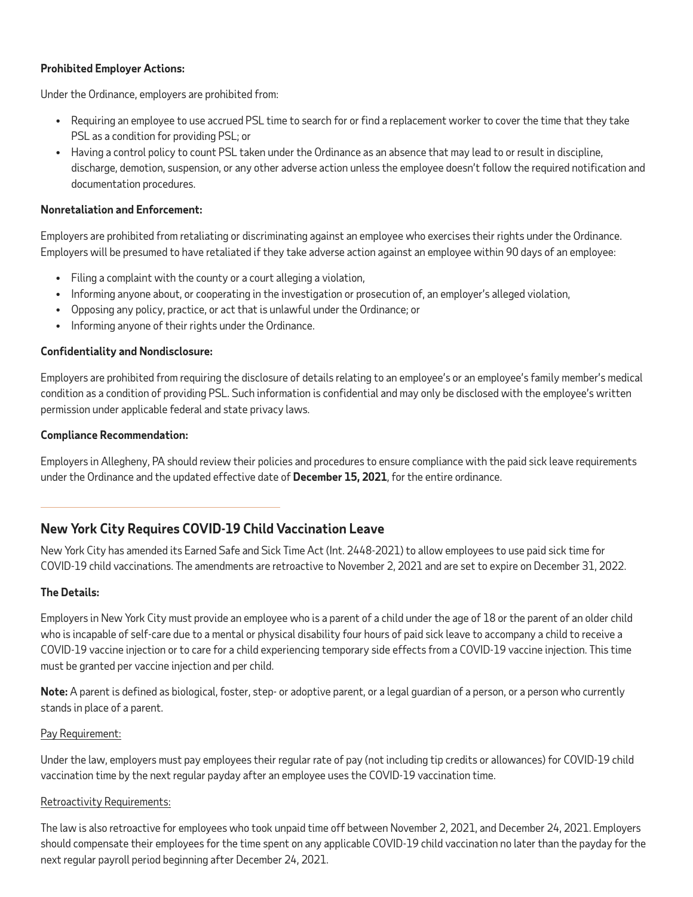**Prohibited Employer Actions:**

Under the Ordinance, employers are prohibited from:

- Requiring an employee to use accrued PSL time to search for or find a replacement worker to cover the time that they take PSL as a condition for providing PSL; or
- Having a control policy to count PSL taken under the Ordinance as an absence that may lead to or result in discipline, discharge, demotion, suspension, or any other adverse action unless the employee doesn't follow the required notification and documentation procedures.

**Nonretaliation and Enforcement:**

Employers are prohibited from retaliating or discriminating against an employee who exercises their rights under the Ordinance. Employers will be presumed to have retaliated if they take adverse action against an employee within 90 days of an employee:

- Filing a complaint with the county or a court alleging a violation,
- Informing anyone about, or cooperating in the investigation or prosecution of, an employer's alleged violation,
- Opposing any policy, practice, or act that is unlawful under the Ordinance; or
- Informing anyone of their rights under the Ordinance.

**Confidentiality and Nondisclosure:**

Employers are prohibited from requiring the disclosure of details relating to an employee's or an employee's family member's medical condition as a condition of providing PSL. Such information is confidential and may only be disclosed with the employee's written permission under applicable federal and state privacy laws.

**Compliance Recommendation:**

Employers in Allegheny, PA should review their policies and procedures to ensure compliance with the paid sick leave requirements under the Ordinance and the updated effective date of **December 15, 2021**, for the entire ordinance.

## New York City Requires COVID-19 Child Vaccination Leave

New York City has amended its Earned Safe and Sick Time Act (Int. 2448-2021) to allow employees to use paid sick time for COVID-19 child vaccinations. The amendments are retroactive to November 2, 2021 and are set to expire on December 31, 2022.

**The Details:**

Employers in New York City must provide an employee who is a parent of a child under the age of 18 or the parent of an older child who is incapable of self-care due to a mental or physical disability four hours of paid sick leave to accompany a child to receive a COVID-19 vaccine injection or to care for a child experiencing temporary side effects from a COVID-19 vaccine injection. This time must be granted per vaccine injection and per child.

**Note:** A parent is defined as biological, foster, step- or adoptive parent, or a legal guardian of a person, or a person who currently stands in place of a parent.

Pay Requirement:

Under the law, employers must pay employees their regular rate of pay (not including tip credits or allowances) for COVID-19 child vaccination time by the next regular payday after an employee uses the COVID-19 vaccination time.

Retroactivity Requirements:

The law is also retroactive for employees who took unpaid time off between November 2, 2021, and December 24, 2021. Employers should compensate their employees for the time spent on any applicable COVID-19 child vaccination no later than the payday for the next regular payroll period beginning after December 24, 2021.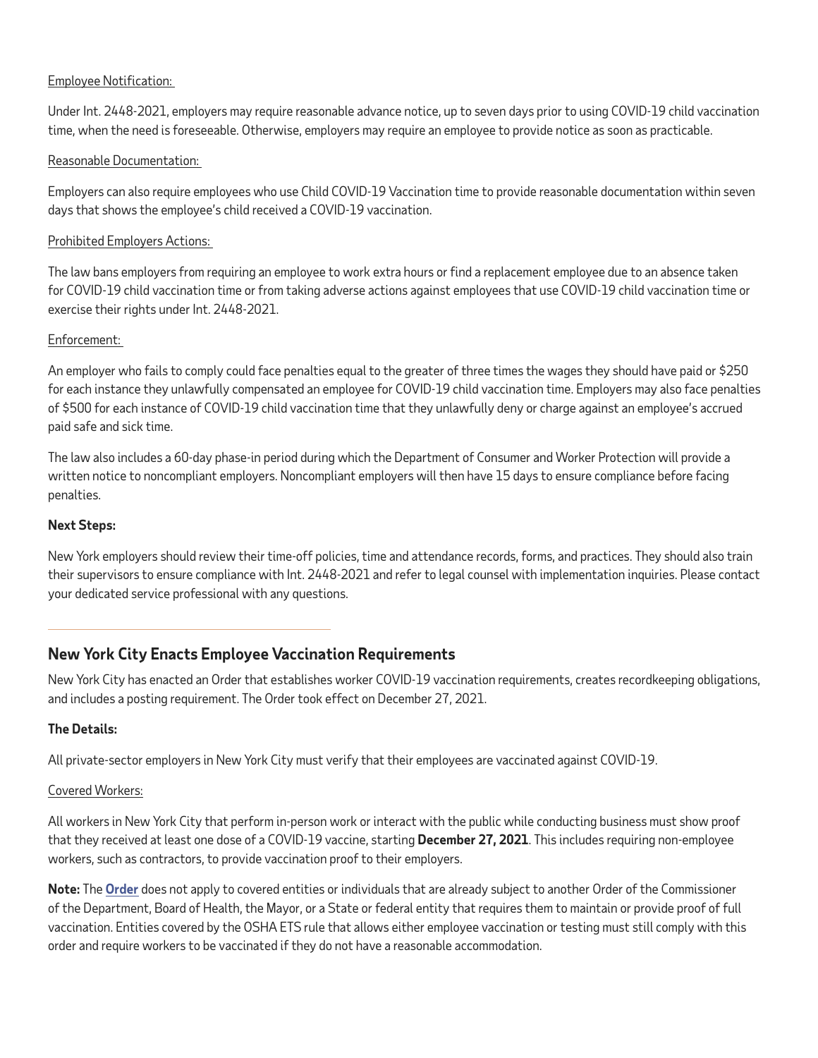Employee Notification:

Under Int. 2448-2021, employers may require reasonable advance notice, up to seven days prior to using COVID-19 child vaccination time, when the need is foreseeable. Otherwise, employers may require an employee to provide notice as soon as practicable.

Reasonable Documentation:

Employers can also require employees who use Child COVID-19 Vaccination time to provide reasonable documentation within seven days that shows the employee's child received a COVID-19 vaccination.

Prohibited Employers Actions:

The law bans employers from requiring an employee to work extra hours or find a replacement employee due to an absence taken for COVID-19 child vaccination time or from taking adverse actions against employees that use COVID-19 child vaccination time or exercise their rights under Int. 2448-2021.

Enforcement:

An employer who fails to comply could face penalties equal to the greater of three times the wages they should have paid or $250 for each instance they unlawfully compensated an employee for COVID-19 child vaccination time. Employers may also face penalties of $500 for each instance of COVID-19 child vaccination time that they unlawfully deny or charge against an employee's accrued paid safe and sick time.

The law also includes a 60-day phase-in period during which the Department of Consumer and Worker Protection will provide a written notice to noncompliant employers. Noncompliant employers will then have 15 days to ensure compliance before facing penalties.

**Next Steps:**

New York employers should review their time-off policies, time and attendance records, forms, and practices. They should also train their supervisors to ensure compliance with Int. 2448-2021 and refer to legal counsel with implementation inquiries. Please contact your dedicated service professional with any questions.

## New York City Enacts Employee Vaccination Requirements

New York City has enacted an Order that establishes worker COVID-19 vaccination requirements, creates recordkeeping obligations, and includes a posting requirement. The Order took effect on December 27, 2021.

**The Details:**

All private-sector employers in New York City must verify that their employees are vaccinated against COVID-19.

Covered Workers:

All workers in New York City that perform in-person work or interact with the public while conducting business must show proof that they received at least one dose of a COVID-19 vaccine, starting **December 27, 2021**. This includes requiring non-employee workers, such as contractors, to provide vaccination proof to their employers.

**Note:** The **Order** does not apply to covered entities or individuals that are already subject to another Order of the Commissioner of the Department, Board of Health, the Mayor, or a State or federal entity that requires them to maintain or provide proof of full vaccination. Entities covered by the OSHA ETS rule that allows either employee vaccination or testing must still comply with this order and require workers to be vaccinated if they do not have a reasonable accommodation.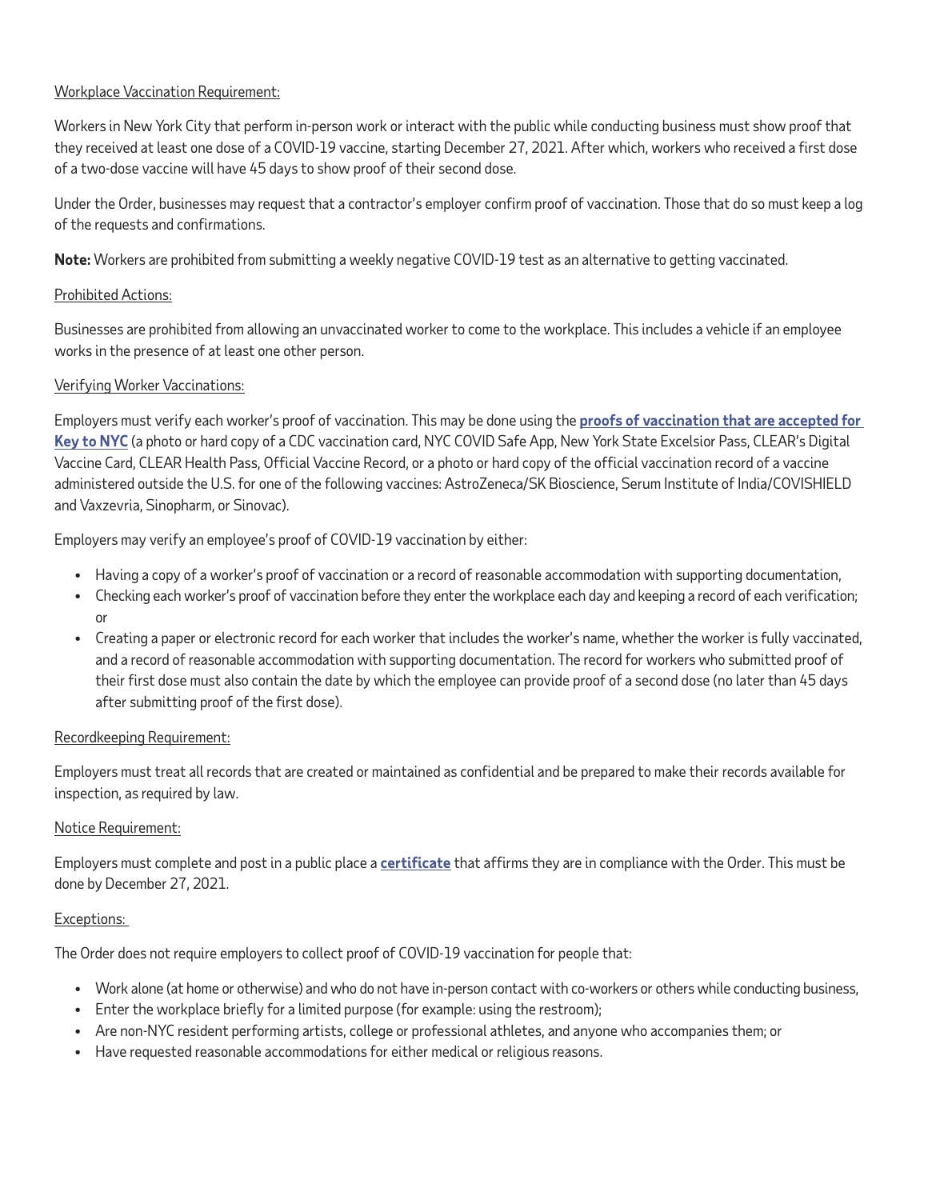Workplace Vaccination Requirement:

Workers in New York City that perform in-person work or interact with the public while conducting business must show proof that they received at least one dose of a COVID-19 vaccine, starting December 27, 2021. After which, workers who received a first dose of a two-dose vaccine will have 45 days to show proof of their second dose.

Under the Order, businesses may request that a contractor's employer confirm proof of vaccination. Those that do so must keep a log of the requests and confirmations.

**Note:** Workers are prohibited from submitting a weekly negative COVID-19 test as an alternative to getting vaccinated.

Prohibited Actions:

Businesses are prohibited from allowing an unvaccinated worker to come to the workplace. This includes a vehicle if an employee works in the presence of at least one other person.

Verifying Worker Vaccinations:

Employers must verify each worker's proof of vaccination. This may be done using the **proofs of vaccination that are accepted for Key to NYC** (a photo or hard copy of a CDC vaccination card, NYC COVID Safe App, New York State Excelsior Pass, CLEAR's Digital Vaccine Card, CLEAR Health Pass, Official Vaccine Record, or a photo or hard copy of the official vaccination record of a vaccine administered outside the U.S. for one of the following vaccines: AstroZeneca/SK Bioscience, Serum Institute of India/COVISHIELD and Vaxzevria, Sinopharm, or Sinovac).

Employers may verify an employee's proof of COVID-19 vaccination by either:

- Having a copy of a worker's proof of vaccination or a record of reasonable accommodation with supporting documentation,
- Checking each worker's proof of vaccination before they enter the workplace each day and keeping a record of each verification; or
- Creating a paper or electronic record for each worker that includes the worker's name, whether the worker is fully vaccinated, and a record of reasonable accommodation with supporting documentation. The record for workers who submitted proof of their first dose must also contain the date by which the employee can provide proof of a second dose (no later than 45 days after submitting proof of the first dose).

Recordkeeping Requirement:

Employers must treat all records that are created or maintained as confidential and be prepared to make their records available for inspection, as required by law.

Notice Requirement:

Employers must complete and post in a public place a **certificate** that affirms they are in compliance with the Order. This must be done by December 27, 2021.

Exceptions:

The Order does not require employers to collect proof of COVID-19 vaccination for people that:

- Work alone (at home or otherwise) and who do not have in-person contact with co-workers or others while conducting business,
- Enter the workplace briefly for a limited purpose (for example: using the restroom);
- Are non-NYC resident performing artists, college or professional athletes, and anyone who accompanies them; or
- Have requested reasonable accommodations for either medical or religious reasons.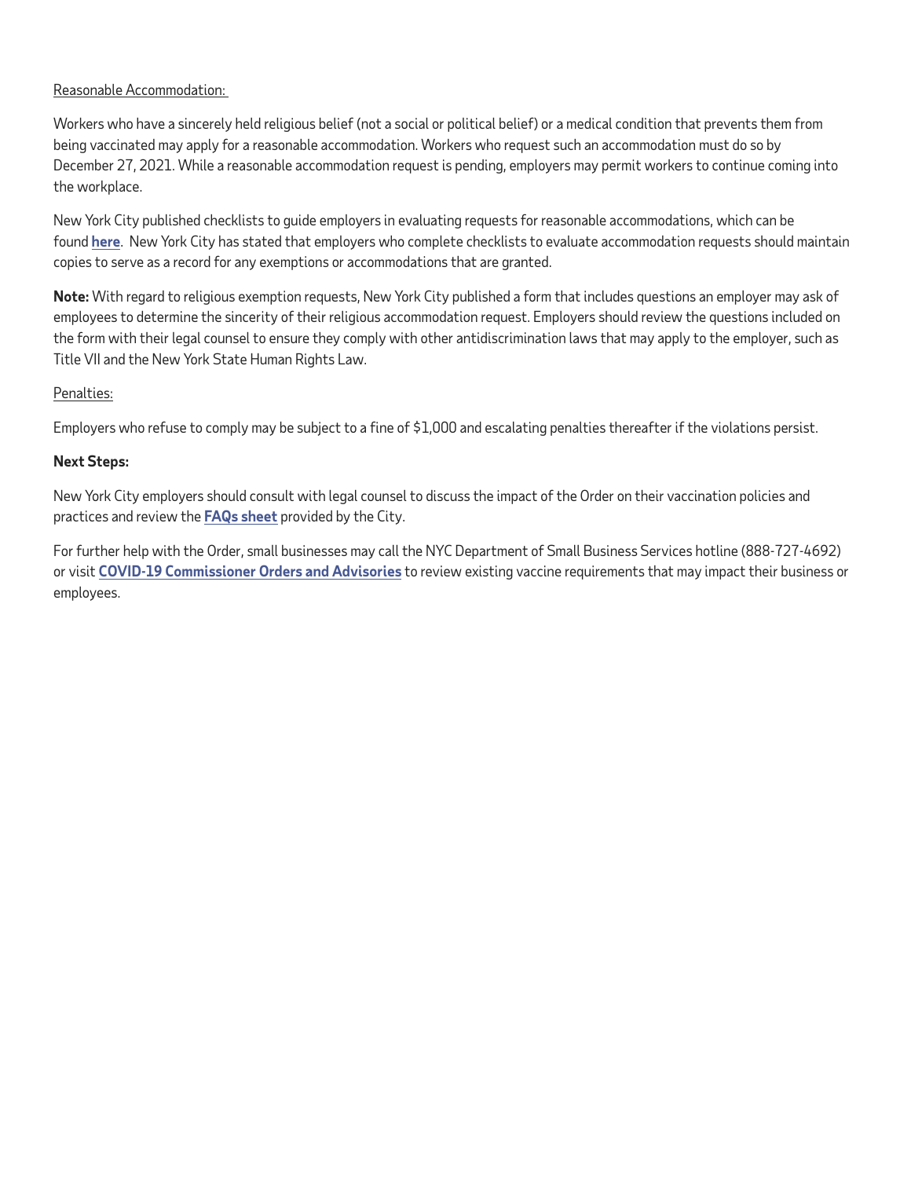<u>Reasonable Accommodation:</u>

Workers who have a sincerely held religious belief (not a social or political belief) or a medical condition that prevents them from being vaccinated may apply for a reasonable accommodation. Workers who request such an accommodation must do so by December 27, 2021. While a reasonable accommodation request is pending, employers may permit workers to continue coming into the workplace.

New York City published checklists to guide employers in evaluating requests for reasonable accommodations, which can be found **here**. New York City has stated that employers who complete checklists to evaluate accommodation requests should maintain copies to serve as a record for any exemptions or accommodations that are granted.

**Note:** With regard to religious exemption requests, New York City published a form that includes questions an employer may ask of employees to determine the sincerity of their religious accommodation request. Employers should review the questions included on the form with their legal counsel to ensure they comply with other antidiscrimination laws that may apply to the employer, such as Title VII and the New York State Human Rights Law.

<u>Penalties:</u>

Employers who refuse to comply may be subject to a fine of $1,000 and escalating penalties thereafter if the violations persist.

**Next Steps:**

New York City employers should consult with legal counsel to discuss the impact of the Order on their vaccination policies and practices and review the **FAQs sheet** provided by the City.

For further help with the Order, small businesses may call the NYC Department of Small Business Services hotline (888-727-4692) or visit **COVID-19 Commissioner Orders and Advisories** to review existing vaccine requirements that may impact their business or employees.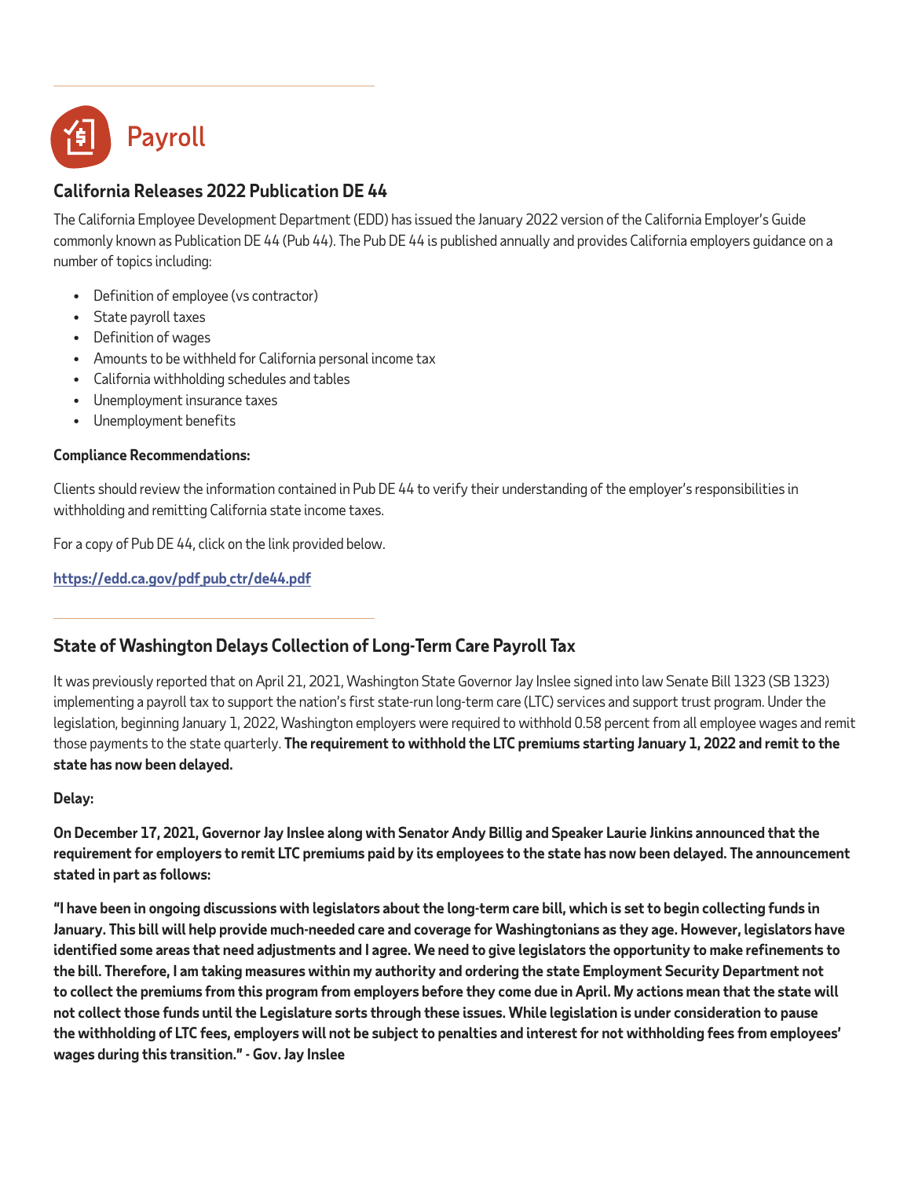# Payroll

## California Releases 2022 Publication DE 44

The California Employee Development Department (EDD) has issued the January 2022 version of the California Employer's Guide commonly known as Publication DE 44 (Pub 44). The Pub DE 44 is published annually and provides California employers guidance on a number of topics including:

- Definition of employee (vs contractor)
- State payroll taxes
- Definition of wages
- Amounts to be withheld for California personal income tax
- California withholding schedules and tables
- Unemployment insurance taxes
- Unemployment benefits

**Compliance Recommendations:**

Clients should review the information contained in Pub DE 44 to verify their understanding of the employer's responsibilities in withholding and remitting California state income taxes.

For a copy of Pub DE 44, click on the link provided below.

**https://edd.ca.gov/pdf_pub_ctr/de44.pdf**

## State of Washington Delays Collection of Long-Term Care Payroll Tax

It was previously reported that on April 21, 2021, Washington State Governor Jay Inslee signed into law Senate Bill 1323 (SB 1323) implementing a payroll tax to support the nation's first state-run long-term care (LTC) services and support trust program. Under the legislation, beginning January 1, 2022, Washington employers were required to withhold 0.58 percent from all employee wages and remit those payments to the state quarterly. **The requirement to withhold the LTC premiums starting January 1, 2022 and remit to the state has now been delayed.**

**Delay:**

**On December 17, 2021, Governor Jay Inslee along with Senator Andy Billig and Speaker Laurie Jinkins announced that the requirement for employers to remit LTC premiums paid by its employees to the state has now been delayed. The announcement stated in part as follows:**

**"I have been in ongoing discussions with legislators about the long-term care bill, which is set to begin collecting funds in January. This bill will help provide much-needed care and coverage for Washingtonians as they age. However, legislators have identified some areas that need adjustments and I agree. We need to give legislators the opportunity to make refinements to the bill. Therefore, I am taking measures within my authority and ordering the state Employment Security Department not to collect the premiums from this program from employers before they come due in April. My actions mean that the state will not collect those funds until the Legislature sorts through these issues. While legislation is under consideration to pause the withholding of LTC fees, employers will not be subject to penalties and interest for not withholding fees from employees' wages during this transition." - Gov. Jay Inslee**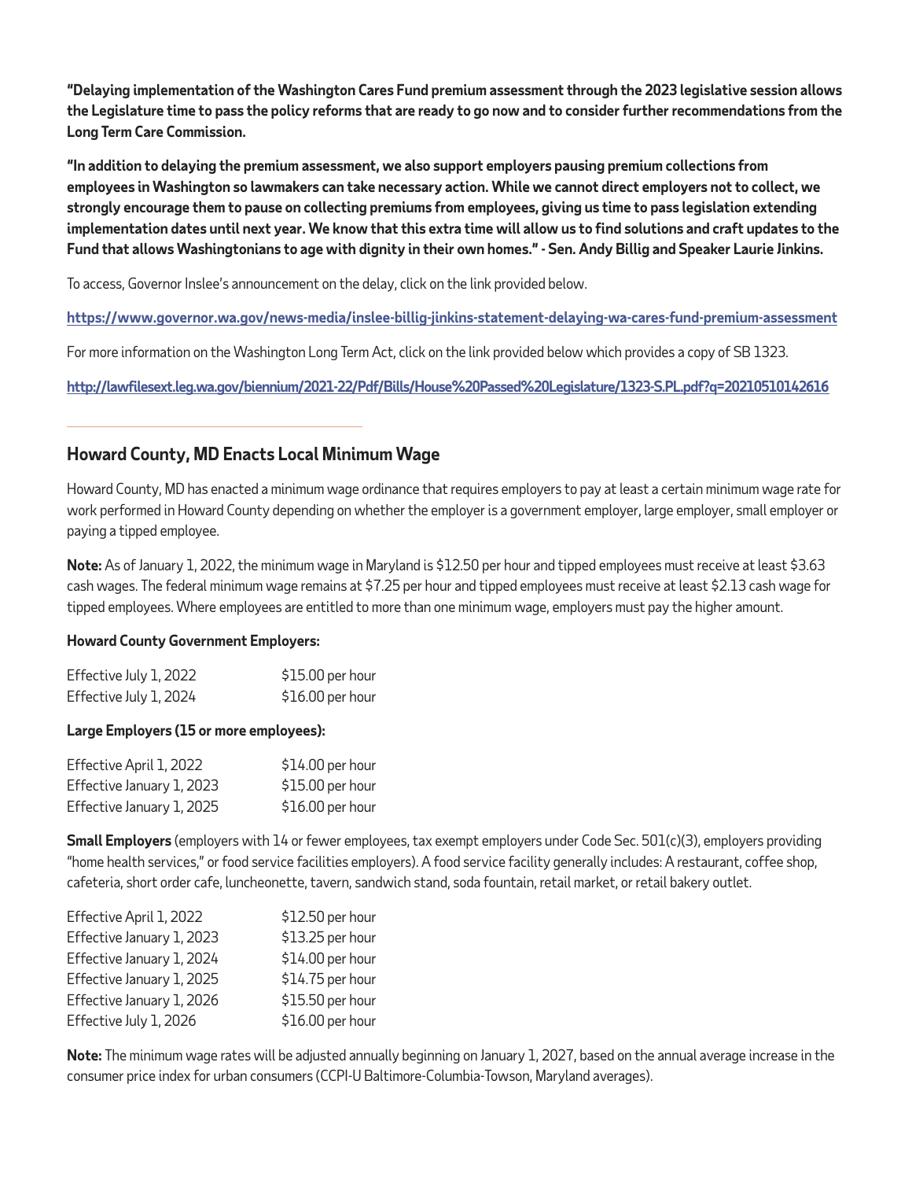**"Delaying implementation of the Washington Cares Fund premium assessment through the 2023 legislative session allows the Legislature time to pass the policy reforms that are ready to go now and to consider further recommendations from the Long Term Care Commission.**

**"In addition to delaying the premium assessment, we also support employers pausing premium collections from employees in Washington so lawmakers can take necessary action. While we cannot direct employers not to collect, we strongly encourage them to pause on collecting premiums from employees, giving us time to pass legislation extending implementation dates until next year. We know that this extra time will allow us to find solutions and craft updates to the Fund that allows Washingtonians to age with dignity in their own homes." - Sen. Andy Billig and Speaker Laurie Jinkins.**

To access, Governor Inslee's announcement on the delay, click on the link provided below.

**https://www.governor.wa.gov/news-media/inslee-billig-jinkins-statement-delaying-wa-cares-fund-premium-assessment**

For more information on the Washington Long Term Act, click on the link provided below which provides a copy of SB 1323.

**http://lawfilesext.leg.wa.gov/biennium/2021-22/Pdf/Bills/House%20Passed%20Legislature/1323-S.PL.pdf?q=20210510142616**

## Howard County, MD Enacts Local Minimum Wage

Howard County, MD has enacted a minimum wage ordinance that requires employers to pay at least a certain minimum wage rate for work performed in Howard County depending on whether the employer is a government employer, large employer, small employer or paying a tipped employee.

**Note:** As of January 1, 2022, the minimum wage in Maryland is $12.50 per hour and tipped employees must receive at least $3.63 cash wages. The federal minimum wage remains at $7.25 per hour and tipped employees must receive at least $2.13 cash wage for tipped employees. Where employees are entitled to more than one minimum wage, employers must pay the higher amount.

**Howard County Government Employers:**

| | |
|---|---|
| Effective July 1, 2022 | $15.00 per hour |
| Effective July 1, 2024 | $16.00 per hour |

**Large Employers (15 or more employees):**

| | |
|---|---|
| Effective April 1, 2022 | $14.00 per hour |
| Effective January 1, 2023 | $15.00 per hour |
| Effective January 1, 2025 | $16.00 per hour |

**Small Employers** (employers with 14 or fewer employees, tax exempt employers under Code Sec. 501(c)(3), employers providing "home health services," or food service facilities employers). A food service facility generally includes: A restaurant, coffee shop, cafeteria, short order cafe, luncheonette, tavern, sandwich stand, soda fountain, retail market, or retail bakery outlet.

| | |
|---|---|
| Effective April 1, 2022 | $12.50 per hour |
| Effective January 1, 2023 | $13.25 per hour |
| Effective January 1, 2024 | $14.00 per hour |
| Effective January 1, 2025 | $14.75 per hour |
| Effective January 1, 2026 | $15.50 per hour |
| Effective July 1, 2026 | $16.00 per hour |

**Note:** The minimum wage rates will be adjusted annually beginning on January 1, 2027, based on the annual average increase in the consumer price index for urban consumers (CCPI-U Baltimore-Columbia-Towson, Maryland averages).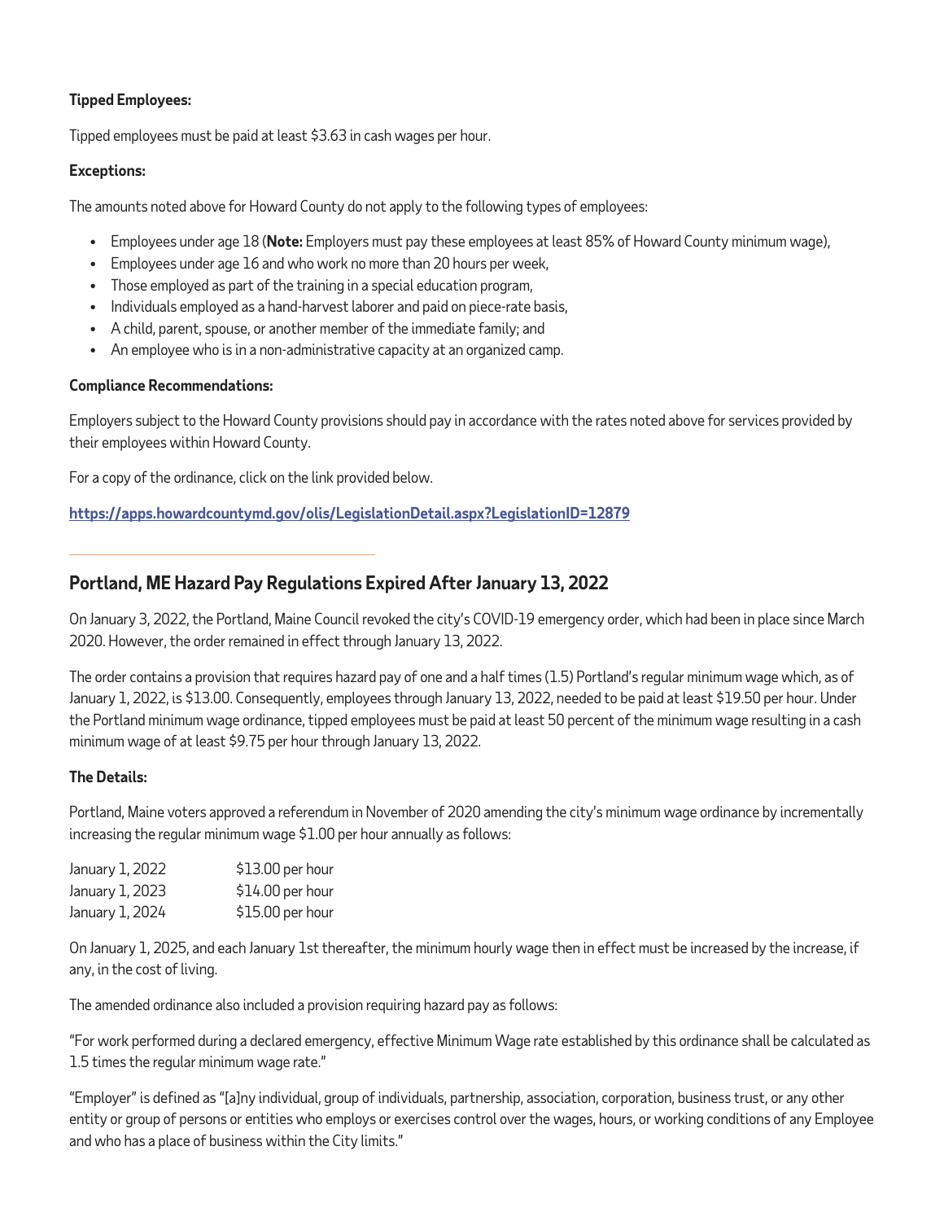**Tipped Employees:**

Tipped employees must be paid at least $3.63 in cash wages per hour.

**Exceptions:**

The amounts noted above for Howard County do not apply to the following types of employees:

- Employees under age 18 (**Note:** Employers must pay these employees at least 85% of Howard County minimum wage),
- Employees under age 16 and who work no more than 20 hours per week,
- Those employed as part of the training in a special education program,
- Individuals employed as a hand-harvest laborer and paid on piece-rate basis,
- A child, parent, spouse, or another member of the immediate family; and
- An employee who is in a non-administrative capacity at an organized camp.

**Compliance Recommendations:**

Employers subject to the Howard County provisions should pay in accordance with the rates noted above for services provided by their employees within Howard County.

For a copy of the ordinance, click on the link provided below.

**https://apps.howardcountymd.gov/olis/LegislationDetail.aspx?LegislationID=12879**

---

## Portland, ME Hazard Pay Regulations Expired After January 13, 2022

On January 3, 2022, the Portland, Maine Council revoked the city's COVID-19 emergency order, which had been in place since March 2020. However, the order remained in effect through January 13, 2022.

The order contains a provision that requires hazard pay of one and a half times (1.5) Portland's regular minimum wage which, as of January 1, 2022, is $13.00. Consequently, employees through January 13, 2022, needed to be paid at least $19.50 per hour. Under the Portland minimum wage ordinance, tipped employees must be paid at least 50 percent of the minimum wage resulting in a cash minimum wage of at least $9.75 per hour through January 13, 2022.

**The Details:**

Portland, Maine voters approved a referendum in November of 2020 amending the city's minimum wage ordinance by incrementally increasing the regular minimum wage $1.00 per hour annually as follows:

| | |
|---|---|
| January 1, 2022 | $13.00 per hour |
| January 1, 2023 | $14.00 per hour |
| January 1, 2024 | $15.00 per hour |

On January 1, 2025, and each January 1st thereafter, the minimum hourly wage then in effect must be increased by the increase, if any, in the cost of living.

The amended ordinance also included a provision requiring hazard pay as follows:

"For work performed during a declared emergency, effective Minimum Wage rate established by this ordinance shall be calculated as 1.5 times the regular minimum wage rate."

"Employer" is defined as "[a]ny individual, group of individuals, partnership, association, corporation, business trust, or any other entity or group of persons or entities who employs or exercises control over the wages, hours, or working conditions of any Employee and who has a place of business within the City limits."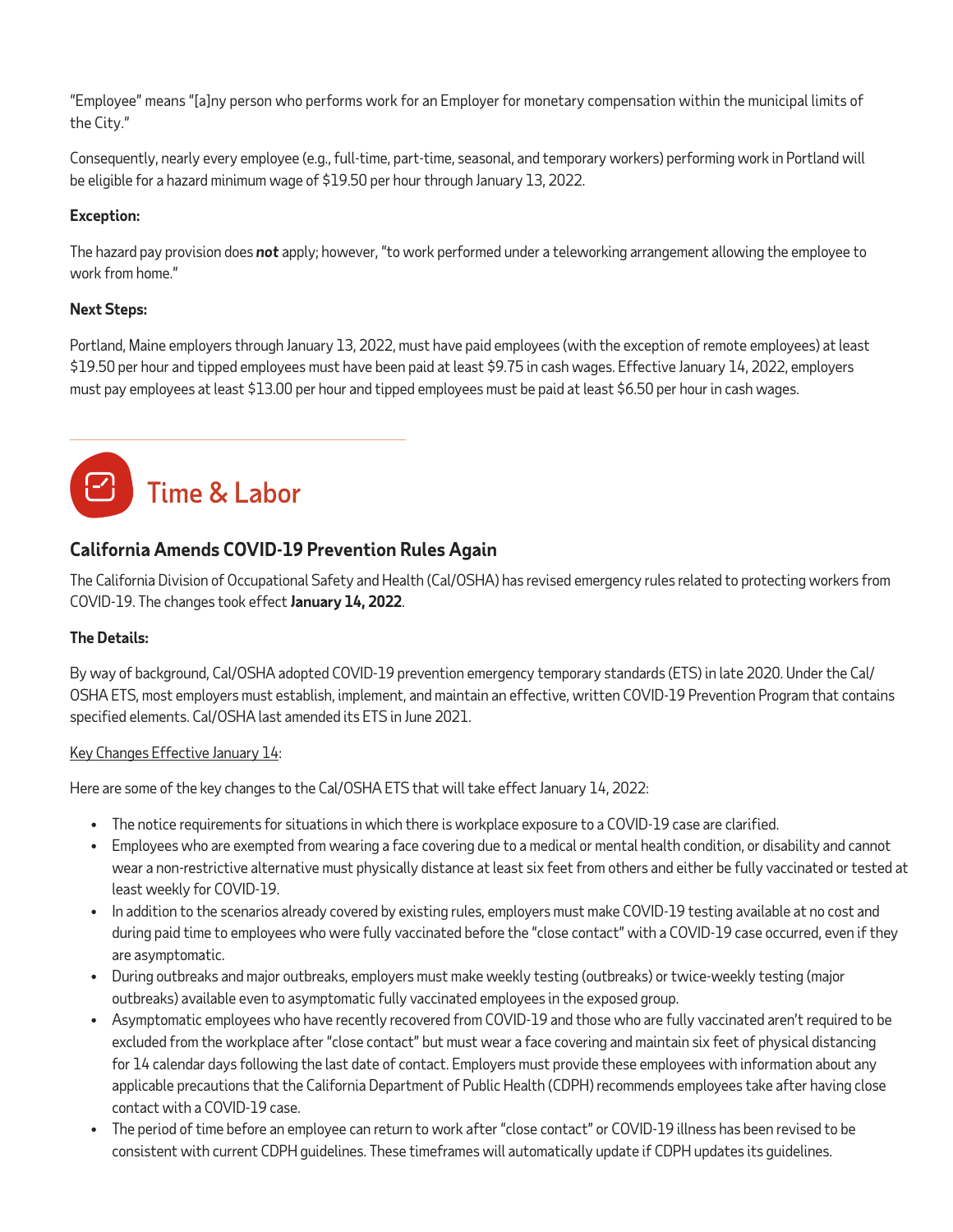"Employee" means "[a]ny person who performs work for an Employer for monetary compensation within the municipal limits of the City."

Consequently, nearly every employee (e.g., full-time, part-time, seasonal, and temporary workers) performing work in Portland will be eligible for a hazard minimum wage of $19.50 per hour through January 13, 2022.

**Exception:**

The hazard pay provision does ***not*** apply; however, "to work performed under a teleworking arrangement allowing the employee to work from home."

**Next Steps:**

Portland, Maine employers through January 13, 2022, must have paid employees (with the exception of remote employees) at least $19.50 per hour and tipped employees must have been paid at least $9.75 in cash wages. Effective January 14, 2022, employers must pay employees at least $13.00 per hour and tipped employees must be paid at least $6.50 per hour in cash wages.

# Time & Labor

## California Amends COVID-19 Prevention Rules Again

The California Division of Occupational Safety and Health (Cal/OSHA) has revised emergency rules related to protecting workers from COVID-19. The changes took effect **January 14, 2022**.

**The Details:**

By way of background, Cal/OSHA adopted COVID-19 prevention emergency temporary standards (ETS) in late 2020. Under the Cal/OSHA ETS, most employers must establish, implement, and maintain an effective, written COVID-19 Prevention Program that contains specified elements. Cal/OSHA last amended its ETS in June 2021.

Key Changes Effective January 14:

Here are some of the key changes to the Cal/OSHA ETS that will take effect January 14, 2022:

- The notice requirements for situations in which there is workplace exposure to a COVID-19 case are clarified.
- Employees who are exempted from wearing a face covering due to a medical or mental health condition, or disability and cannot wear a non-restrictive alternative must physically distance at least six feet from others and either be fully vaccinated or tested at least weekly for COVID-19.
- In addition to the scenarios already covered by existing rules, employers must make COVID-19 testing available at no cost and during paid time to employees who were fully vaccinated before the "close contact" with a COVID-19 case occurred, even if they are asymptomatic.
- During outbreaks and major outbreaks, employers must make weekly testing (outbreaks) or twice-weekly testing (major outbreaks) available even to asymptomatic fully vaccinated employees in the exposed group.
- Asymptomatic employees who have recently recovered from COVID-19 and those who are fully vaccinated aren't required to be excluded from the workplace after "close contact" but must wear a face covering and maintain six feet of physical distancing for 14 calendar days following the last date of contact. Employers must provide these employees with information about any applicable precautions that the California Department of Public Health (CDPH) recommends employees take after having close contact with a COVID-19 case.
- The period of time before an employee can return to work after "close contact" or COVID-19 illness has been revised to be consistent with current CDPH guidelines. These timeframes will automatically update if CDPH updates its guidelines.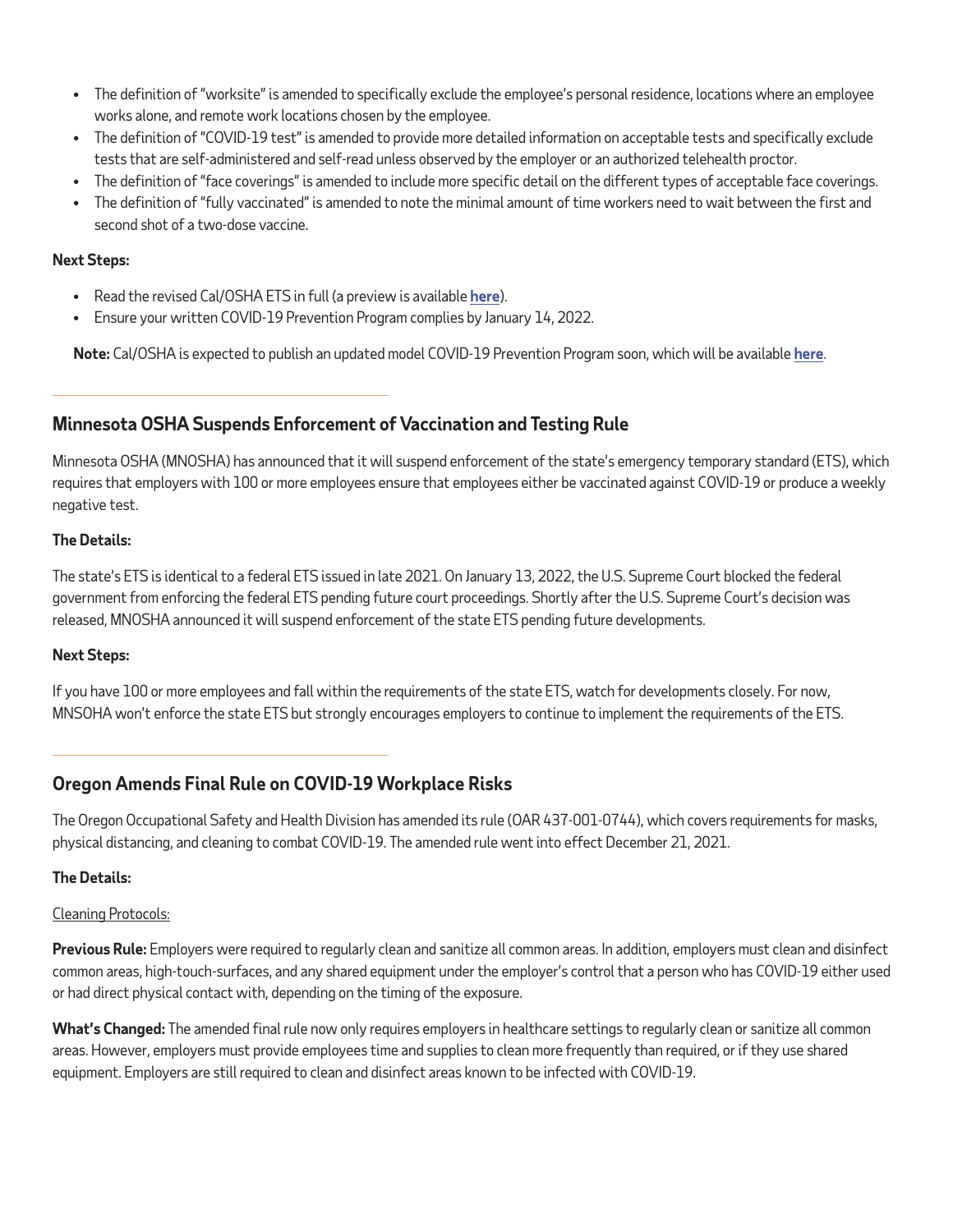- The definition of "worksite" is amended to specifically exclude the employee's personal residence, locations where an employee works alone, and remote work locations chosen by the employee.
- The definition of "COVID-19 test" is amended to provide more detailed information on acceptable tests and specifically exclude tests that are self-administered and self-read unless observed by the employer or an authorized telehealth proctor.
- The definition of "face coverings" is amended to include more specific detail on the different types of acceptable face coverings.
- The definition of "fully vaccinated" is amended to note the minimal amount of time workers need to wait between the first and second shot of a two-dose vaccine.

**Next Steps:**

- Read the revised Cal/OSHA ETS in full (a preview is available **here**).
- Ensure your written COVID-19 Prevention Program complies by January 14, 2022.

**Note:** Cal/OSHA is expected to publish an updated model COVID-19 Prevention Program soon, which will be available **here**.

---

## Minnesota OSHA Suspends Enforcement of Vaccination and Testing Rule

Minnesota OSHA (MNOSHA) has announced that it will suspend enforcement of the state's emergency temporary standard (ETS), which requires that employers with 100 or more employees ensure that employees either be vaccinated against COVID-19 or produce a weekly negative test.

**The Details:**

The state's ETS is identical to a federal ETS issued in late 2021. On January 13, 2022, the U.S. Supreme Court blocked the federal government from enforcing the federal ETS pending future court proceedings. Shortly after the U.S. Supreme Court's decision was released, MNOSHA announced it will suspend enforcement of the state ETS pending future developments.

**Next Steps:**

If you have 100 or more employees and fall within the requirements of the state ETS, watch for developments closely. For now, MNSOHA won't enforce the state ETS but strongly encourages employers to continue to implement the requirements of the ETS.

---

## Oregon Amends Final Rule on COVID-19 Workplace Risks

The Oregon Occupational Safety and Health Division has amended its rule (OAR 437-001-0744), which covers requirements for masks, physical distancing, and cleaning to combat COVID-19. The amended rule went into effect December 21, 2021.

**The Details:**

Cleaning Protocols:

**Previous Rule:** Employers were required to regularly clean and sanitize all common areas. In addition, employers must clean and disinfect common areas, high-touch-surfaces, and any shared equipment under the employer's control that a person who has COVID-19 either used or had direct physical contact with, depending on the timing of the exposure.

**What's Changed:** The amended final rule now only requires employers in healthcare settings to regularly clean or sanitize all common areas. However, employers must provide employees time and supplies to clean more frequently than required, or if they use shared equipment. Employers are still required to clean and disinfect areas known to be infected with COVID-19.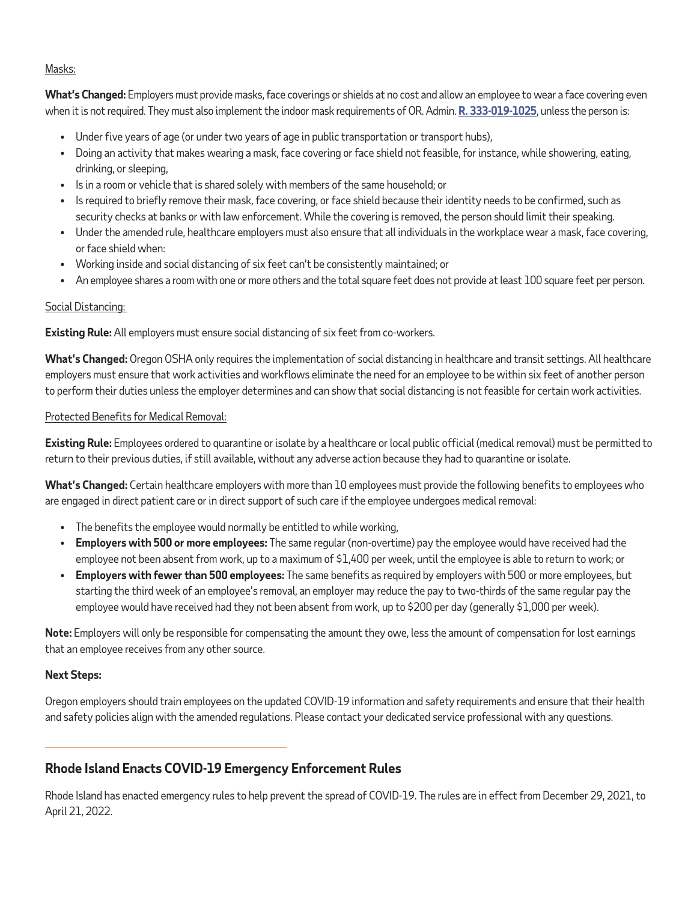Masks:

**What's Changed:** Employers must provide masks, face coverings or shields at no cost and allow an employee to wear a face covering even when it is not required. They must also implement the indoor mask requirements of OR. Admin. **R. 333-019-1025**, unless the person is:

- Under five years of age (or under two years of age in public transportation or transport hubs),
- Doing an activity that makes wearing a mask, face covering or face shield not feasible, for instance, while showering, eating, drinking, or sleeping,
- Is in a room or vehicle that is shared solely with members of the same household; or
- Is required to briefly remove their mask, face covering, or face shield because their identity needs to be confirmed, such as security checks at banks or with law enforcement. While the covering is removed, the person should limit their speaking.
- Under the amended rule, healthcare employers must also ensure that all individuals in the workplace wear a mask, face covering, or face shield when:
- Working inside and social distancing of six feet can't be consistently maintained; or
- An employee shares a room with one or more others and the total square feet does not provide at least 100 square feet per person.

Social Distancing:

**Existing Rule:** All employers must ensure social distancing of six feet from co-workers.

**What's Changed:** Oregon OSHA only requires the implementation of social distancing in healthcare and transit settings. All healthcare employers must ensure that work activities and workflows eliminate the need for an employee to be within six feet of another person to perform their duties unless the employer determines and can show that social distancing is not feasible for certain work activities.

Protected Benefits for Medical Removal:

**Existing Rule:** Employees ordered to quarantine or isolate by a healthcare or local public official (medical removal) must be permitted to return to their previous duties, if still available, without any adverse action because they had to quarantine or isolate.

**What's Changed:** Certain healthcare employers with more than 10 employees must provide the following benefits to employees who are engaged in direct patient care or in direct support of such care if the employee undergoes medical removal:

- The benefits the employee would normally be entitled to while working,
- **Employers with 500 or more employees:** The same regular (non-overtime) pay the employee would have received had the employee not been absent from work, up to a maximum of $1,400 per week, until the employee is able to return to work; or
- **Employers with fewer than 500 employees:** The same benefits as required by employers with 500 or more employees, but starting the third week of an employee's removal, an employer may reduce the pay to two-thirds of the same regular pay the employee would have received had they not been absent from work, up to $200 per day (generally $1,000 per week).

**Note:** Employers will only be responsible for compensating the amount they owe, less the amount of compensation for lost earnings that an employee receives from any other source.

**Next Steps:**

Oregon employers should train employees on the updated COVID-19 information and safety requirements and ensure that their health and safety policies align with the amended regulations. Please contact your dedicated service professional with any questions.

---

## Rhode Island Enacts COVID-19 Emergency Enforcement Rules

Rhode Island has enacted emergency rules to help prevent the spread of COVID-19. The rules are in effect from December 29, 2021, to April 21, 2022.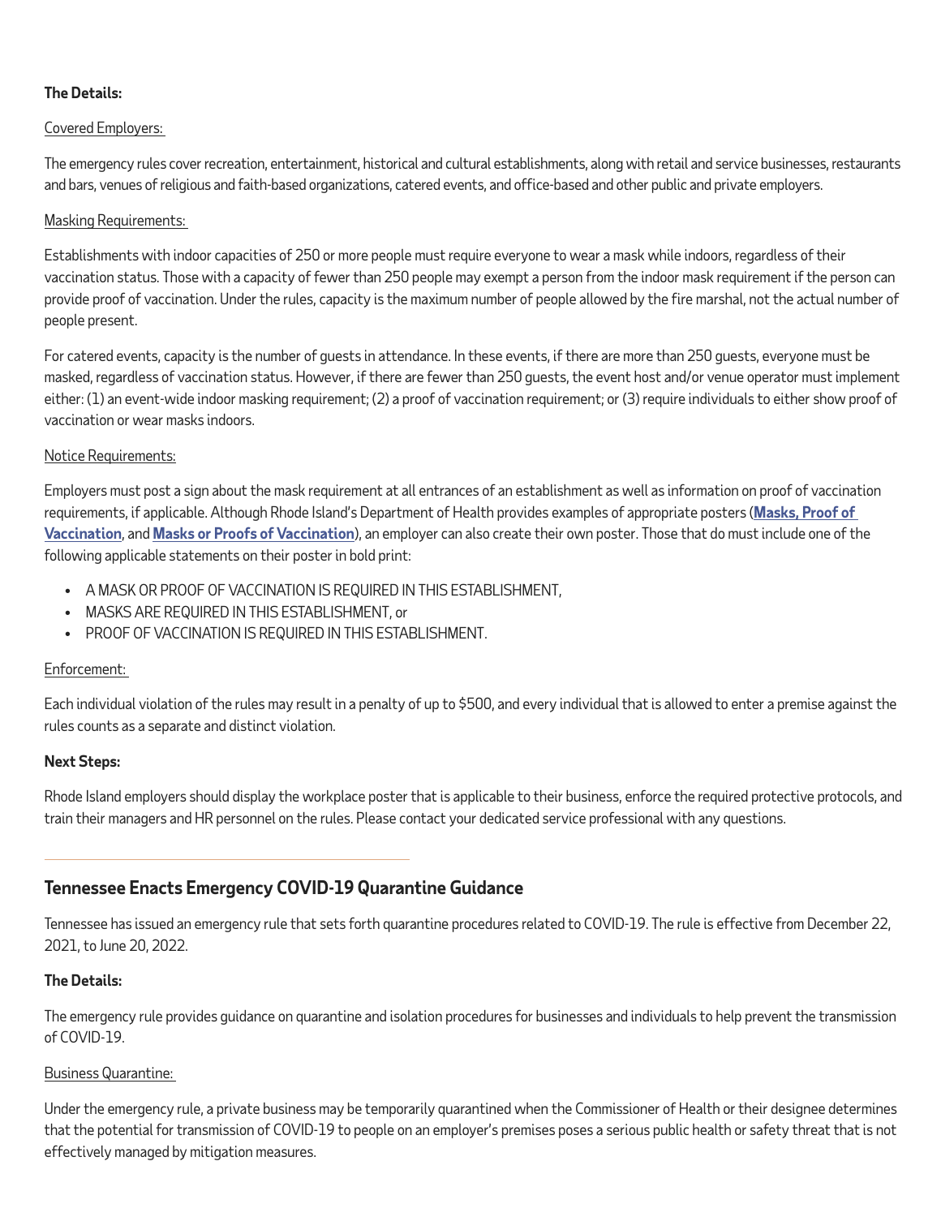**The Details:**

Covered Employers:

The emergency rules cover recreation, entertainment, historical and cultural establishments, along with retail and service businesses, restaurants and bars, venues of religious and faith-based organizations, catered events, and office-based and other public and private employers.

Masking Requirements:

Establishments with indoor capacities of 250 or more people must require everyone to wear a mask while indoors, regardless of their vaccination status. Those with a capacity of fewer than 250 people may exempt a person from the indoor mask requirement if the person can provide proof of vaccination. Under the rules, capacity is the maximum number of people allowed by the fire marshal, not the actual number of people present.

For catered events, capacity is the number of guests in attendance. In these events, if there are more than 250 guests, everyone must be masked, regardless of vaccination status. However, if there are fewer than 250 guests, the event host and/or venue operator must implement either: (1) an event-wide indoor masking requirement; (2) a proof of vaccination requirement; or (3) require individuals to either show proof of vaccination or wear masks indoors.

Notice Requirements:

Employers must post a sign about the mask requirement at all entrances of an establishment as well as information on proof of vaccination requirements, if applicable. Although Rhode Island's Department of Health provides examples of appropriate posters (**Masks, Proof of Vaccination**, and **Masks or Proofs of Vaccination**), an employer can also create their own poster. Those that do must include one of the following applicable statements on their poster in bold print:

- A MASK OR PROOF OF VACCINATION IS REQUIRED IN THIS ESTABLISHMENT,
- MASKS ARE REQUIRED IN THIS ESTABLISHMENT, or
- PROOF OF VACCINATION IS REQUIRED IN THIS ESTABLISHMENT.

Enforcement:

Each individual violation of the rules may result in a penalty of up to $500, and every individual that is allowed to enter a premise against the rules counts as a separate and distinct violation.

**Next Steps:**

Rhode Island employers should display the workplace poster that is applicable to their business, enforce the required protective protocols, and train their managers and HR personnel on the rules. Please contact your dedicated service professional with any questions.

---

## Tennessee Enacts Emergency COVID-19 Quarantine Guidance

Tennessee has issued an emergency rule that sets forth quarantine procedures related to COVID-19. The rule is effective from December 22, 2021, to June 20, 2022.

**The Details:**

The emergency rule provides guidance on quarantine and isolation procedures for businesses and individuals to help prevent the transmission of COVID-19.

Business Quarantine:

Under the emergency rule, a private business may be temporarily quarantined when the Commissioner of Health or their designee determines that the potential for transmission of COVID-19 to people on an employer's premises poses a serious public health or safety threat that is not effectively managed by mitigation measures.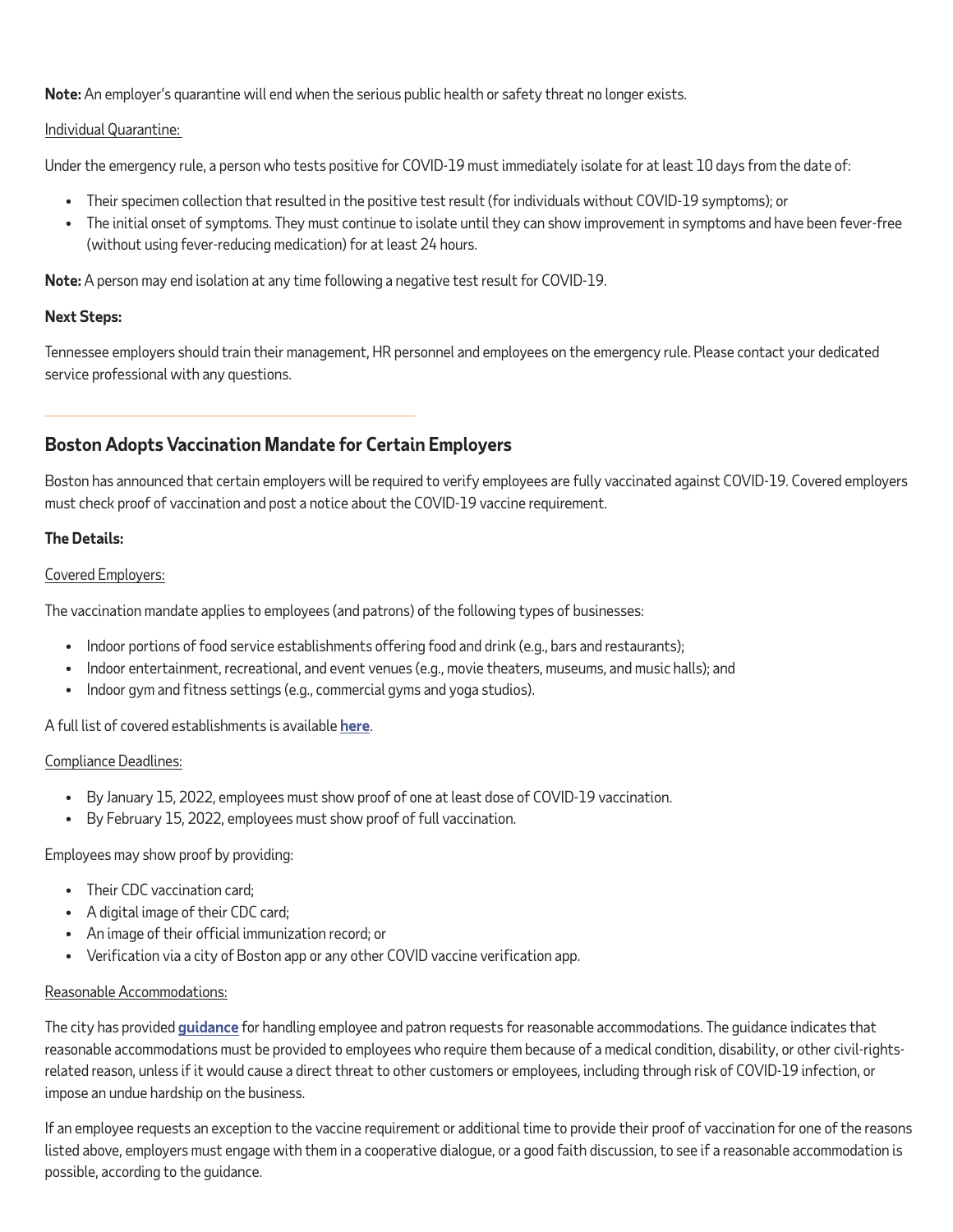**Note:** An employer's quarantine will end when the serious public health or safety threat no longer exists.

Individual Quarantine:

Under the emergency rule, a person who tests positive for COVID-19 must immediately isolate for at least 10 days from the date of:

- Their specimen collection that resulted in the positive test result (for individuals without COVID-19 symptoms); or
- The initial onset of symptoms. They must continue to isolate until they can show improvement in symptoms and have been fever-free (without using fever-reducing medication) for at least 24 hours.

**Note:** A person may end isolation at any time following a negative test result for COVID-19.

**Next Steps:**

Tennessee employers should train their management, HR personnel and employees on the emergency rule. Please contact your dedicated service professional with any questions.

---

## Boston Adopts Vaccination Mandate for Certain Employers

Boston has announced that certain employers will be required to verify employees are fully vaccinated against COVID-19. Covered employers must check proof of vaccination and post a notice about the COVID-19 vaccine requirement.

**The Details:**

Covered Employers:

The vaccination mandate applies to employees (and patrons) of the following types of businesses:

- Indoor portions of food service establishments offering food and drink (e.g., bars and restaurants);
- Indoor entertainment, recreational, and event venues (e.g., movie theaters, museums, and music halls); and
- Indoor gym and fitness settings (e.g., commercial gyms and yoga studios).

A full list of covered establishments is available **here**.

Compliance Deadlines:

- By January 15, 2022, employees must show proof of one at least dose of COVID-19 vaccination.
- By February 15, 2022, employees must show proof of full vaccination.

Employees may show proof by providing:

- Their CDC vaccination card;
- A digital image of their CDC card;
- An image of their official immunization record; or
- Verification via a city of Boston app or any other COVID vaccine verification app.

Reasonable Accommodations:

The city has provided **guidance** for handling employee and patron requests for reasonable accommodations. The guidance indicates that reasonable accommodations must be provided to employees who require them because of a medical condition, disability, or other civil-rights-related reason, unless if it would cause a direct threat to other customers or employees, including through risk of COVID-19 infection, or impose an undue hardship on the business.

If an employee requests an exception to the vaccine requirement or additional time to provide their proof of vaccination for one of the reasons listed above, employers must engage with them in a cooperative dialogue, or a good faith discussion, to see if a reasonable accommodation is possible, according to the guidance.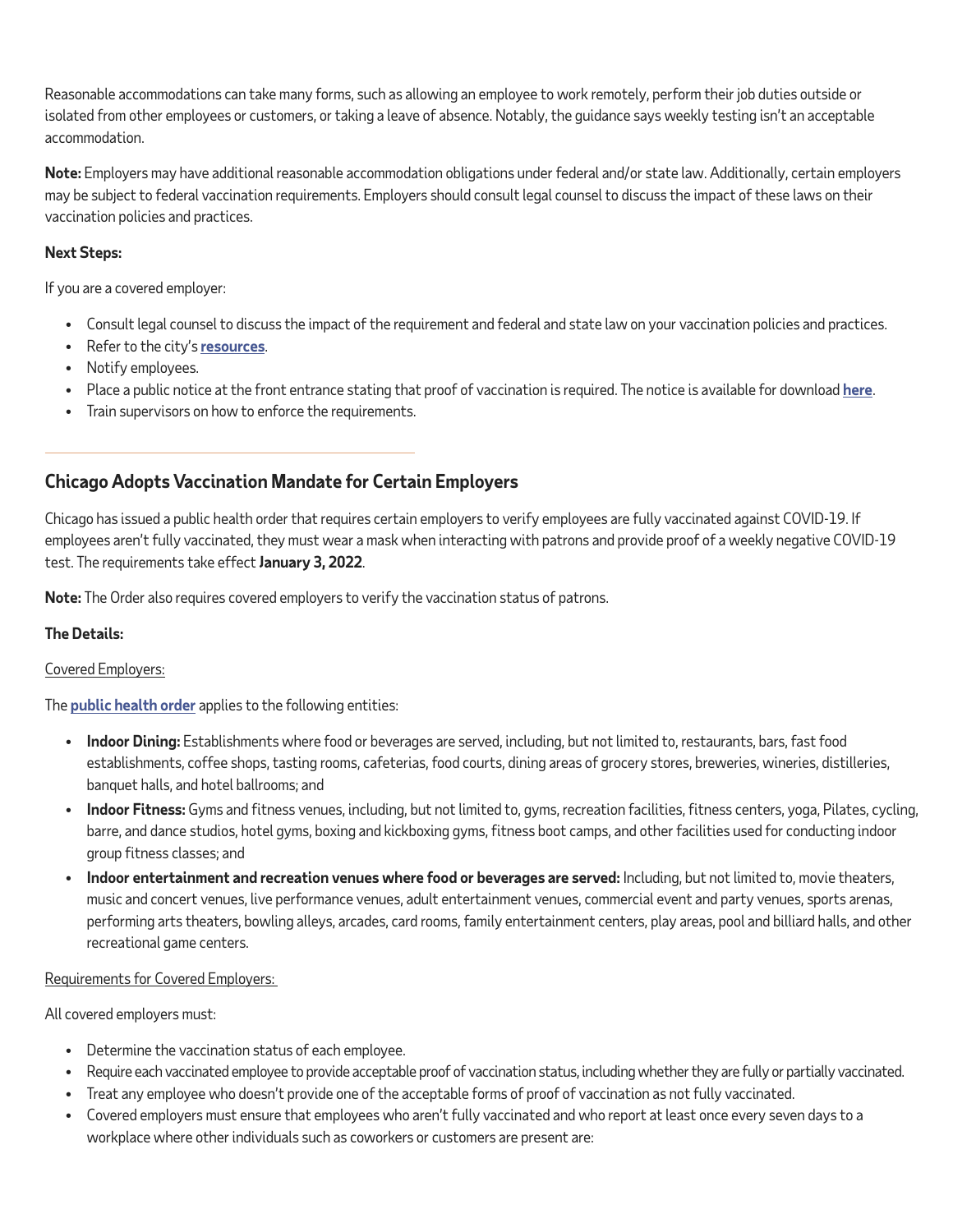Reasonable accommodations can take many forms, such as allowing an employee to work remotely, perform their job duties outside or isolated from other employees or customers, or taking a leave of absence. Notably, the guidance says weekly testing isn't an acceptable accommodation.

**Note:** Employers may have additional reasonable accommodation obligations under federal and/or state law. Additionally, certain employers may be subject to federal vaccination requirements. Employers should consult legal counsel to discuss the impact of these laws on their vaccination policies and practices.

**Next Steps:**

If you are a covered employer:

- Consult legal counsel to discuss the impact of the requirement and federal and state law on your vaccination policies and practices.
- Refer to the city's **resources**.
- Notify employees.
- Place a public notice at the front entrance stating that proof of vaccination is required. The notice is available for download **here**.
- Train supervisors on how to enforce the requirements.

---

## Chicago Adopts Vaccination Mandate for Certain Employers

Chicago has issued a public health order that requires certain employers to verify employees are fully vaccinated against COVID-19. If employees aren't fully vaccinated, they must wear a mask when interacting with patrons and provide proof of a weekly negative COVID-19 test. The requirements take effect **January 3, 2022**.

**Note:** The Order also requires covered employers to verify the vaccination status of patrons.

**The Details:**

Covered Employers:

The **public health order** applies to the following entities:

- **Indoor Dining:** Establishments where food or beverages are served, including, but not limited to, restaurants, bars, fast food establishments, coffee shops, tasting rooms, cafeterias, food courts, dining areas of grocery stores, breweries, wineries, distilleries, banquet halls, and hotel ballrooms; and
- **Indoor Fitness:** Gyms and fitness venues, including, but not limited to, gyms, recreation facilities, fitness centers, yoga, Pilates, cycling, barre, and dance studios, hotel gyms, boxing and kickboxing gyms, fitness boot camps, and other facilities used for conducting indoor group fitness classes; and
- **Indoor entertainment and recreation venues where food or beverages are served:** Including, but not limited to, movie theaters, music and concert venues, live performance venues, adult entertainment venues, commercial event and party venues, sports arenas, performing arts theaters, bowling alleys, arcades, card rooms, family entertainment centers, play areas, pool and billiard halls, and other recreational game centers.

Requirements for Covered Employers:

All covered employers must:

- Determine the vaccination status of each employee.
- Require each vaccinated employee to provide acceptable proof of vaccination status, including whether they are fully or partially vaccinated.
- Treat any employee who doesn't provide one of the acceptable forms of proof of vaccination as not fully vaccinated.
- Covered employers must ensure that employees who aren't fully vaccinated and who report at least once every seven days to a workplace where other individuals such as coworkers or customers are present are: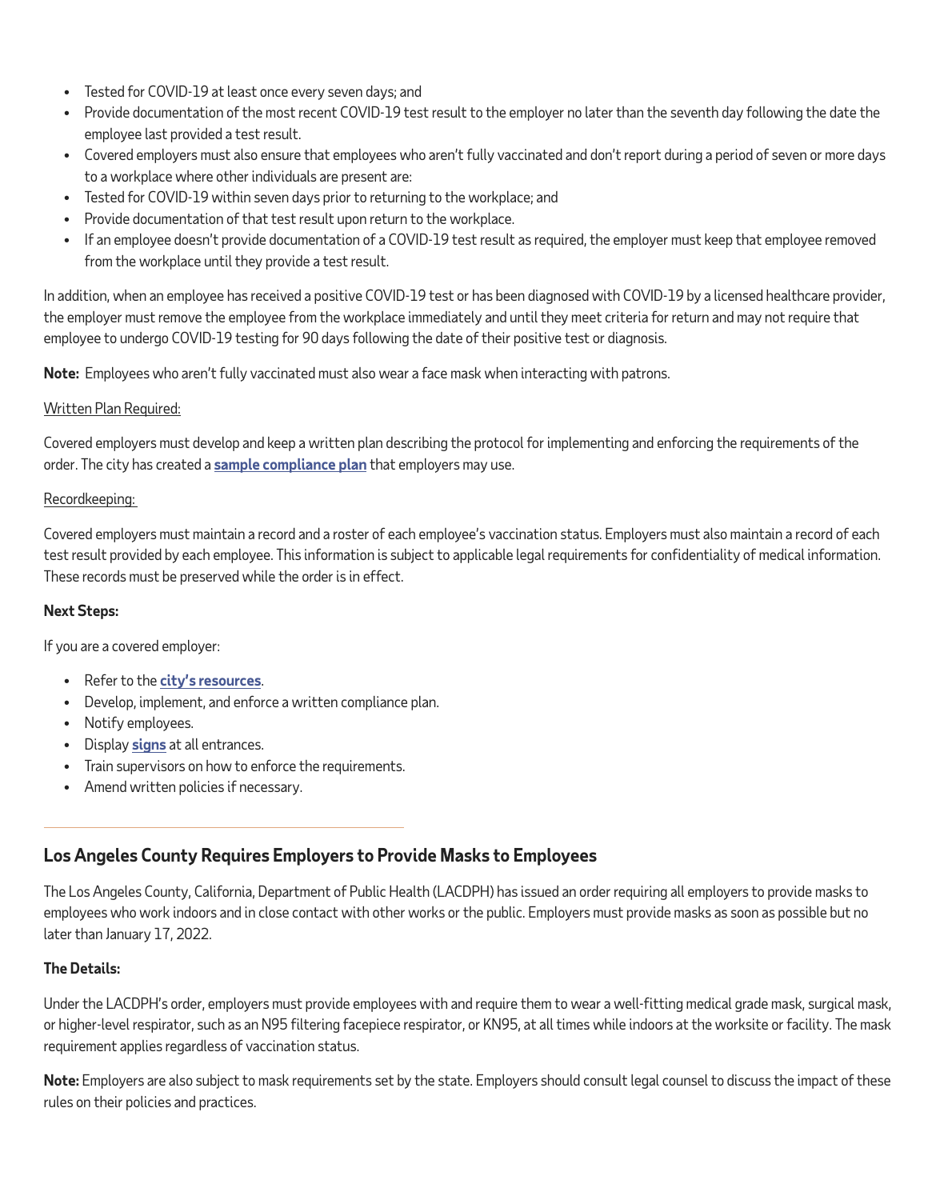- Tested for COVID-19 at least once every seven days; and
- Provide documentation of the most recent COVID-19 test result to the employer no later than the seventh day following the date the employee last provided a test result.
- Covered employers must also ensure that employees who aren't fully vaccinated and don't report during a period of seven or more days to a workplace where other individuals are present are:
- Tested for COVID-19 within seven days prior to returning to the workplace; and
- Provide documentation of that test result upon return to the workplace.
- If an employee doesn't provide documentation of a COVID-19 test result as required, the employer must keep that employee removed from the workplace until they provide a test result.

In addition, when an employee has received a positive COVID-19 test or has been diagnosed with COVID-19 by a licensed healthcare provider, the employer must remove the employee from the workplace immediately and until they meet criteria for return and may not require that employee to undergo COVID-19 testing for 90 days following the date of their positive test or diagnosis.

**Note:** Employees who aren't fully vaccinated must also wear a face mask when interacting with patrons.

Written Plan Required:

Covered employers must develop and keep a written plan describing the protocol for implementing and enforcing the requirements of the order. The city has created a **sample compliance plan** that employers may use.

Recordkeeping:

Covered employers must maintain a record and a roster of each employee's vaccination status. Employers must also maintain a record of each test result provided by each employee. This information is subject to applicable legal requirements for confidentiality of medical information. These records must be preserved while the order is in effect.

**Next Steps:**

If you are a covered employer:

- Refer to the **city's resources**.
- Develop, implement, and enforce a written compliance plan.
- Notify employees.
- Display **signs** at all entrances.
- Train supervisors on how to enforce the requirements.
- Amend written policies if necessary.

## Los Angeles County Requires Employers to Provide Masks to Employees

The Los Angeles County, California, Department of Public Health (LACDPH) has issued an order requiring all employers to provide masks to employees who work indoors and in close contact with other works or the public. Employers must provide masks as soon as possible but no later than January 17, 2022.

**The Details:**

Under the LACDPH's order, employers must provide employees with and require them to wear a well-fitting medical grade mask, surgical mask, or higher-level respirator, such as an N95 filtering facepiece respirator, or KN95, at all times while indoors at the worksite or facility. The mask requirement applies regardless of vaccination status.

**Note:** Employers are also subject to mask requirements set by the state. Employers should consult legal counsel to discuss the impact of these rules on their policies and practices.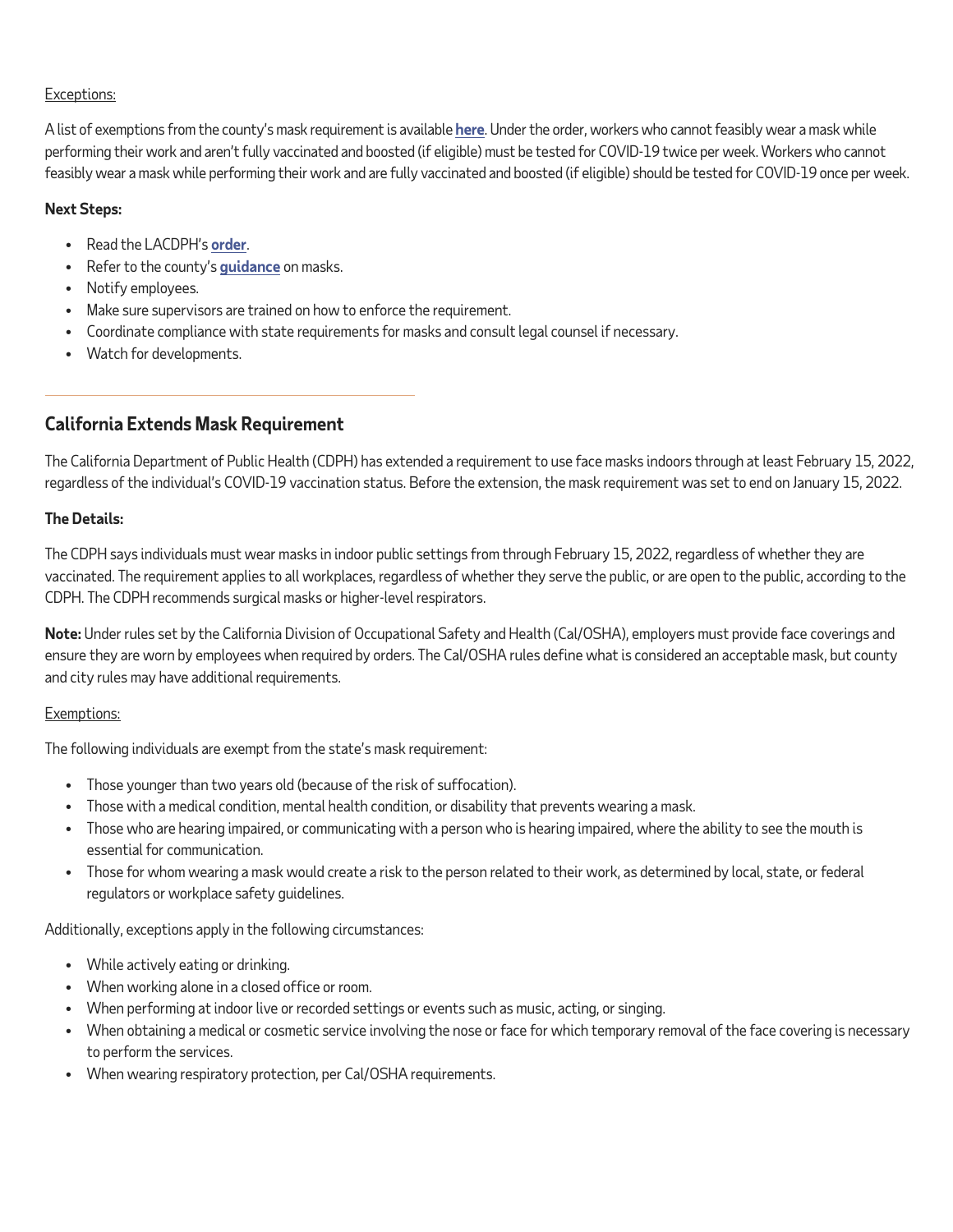Exceptions:

A list of exemptions from the county's mask requirement is available **here**. Under the order, workers who cannot feasibly wear a mask while performing their work and aren't fully vaccinated and boosted (if eligible) must be tested for COVID-19 twice per week. Workers who cannot feasibly wear a mask while performing their work and are fully vaccinated and boosted (if eligible) should be tested for COVID-19 once per week.

**Next Steps:**

- Read the LACDPH's **order**.
- Refer to the county's **guidance** on masks.
- Notify employees.
- Make sure supervisors are trained on how to enforce the requirement.
- Coordinate compliance with state requirements for masks and consult legal counsel if necessary.
- Watch for developments.

---

## California Extends Mask Requirement

The California Department of Public Health (CDPH) has extended a requirement to use face masks indoors through at least February 15, 2022, regardless of the individual's COVID-19 vaccination status. Before the extension, the mask requirement was set to end on January 15, 2022.

**The Details:**

The CDPH says individuals must wear masks in indoor public settings from through February 15, 2022, regardless of whether they are vaccinated. The requirement applies to all workplaces, regardless of whether they serve the public, or are open to the public, according to the CDPH. The CDPH recommends surgical masks or higher-level respirators.

**Note:** Under rules set by the California Division of Occupational Safety and Health (Cal/OSHA), employers must provide face coverings and ensure they are worn by employees when required by orders. The Cal/OSHA rules define what is considered an acceptable mask, but county and city rules may have additional requirements.

Exemptions:

The following individuals are exempt from the state's mask requirement:

- Those younger than two years old (because of the risk of suffocation).
- Those with a medical condition, mental health condition, or disability that prevents wearing a mask.
- Those who are hearing impaired, or communicating with a person who is hearing impaired, where the ability to see the mouth is essential for communication.
- Those for whom wearing a mask would create a risk to the person related to their work, as determined by local, state, or federal regulators or workplace safety guidelines.

Additionally, exceptions apply in the following circumstances:

- While actively eating or drinking.
- When working alone in a closed office or room.
- When performing at indoor live or recorded settings or events such as music, acting, or singing.
- When obtaining a medical or cosmetic service involving the nose or face for which temporary removal of the face covering is necessary to perform the services.
- When wearing respiratory protection, per Cal/OSHA requirements.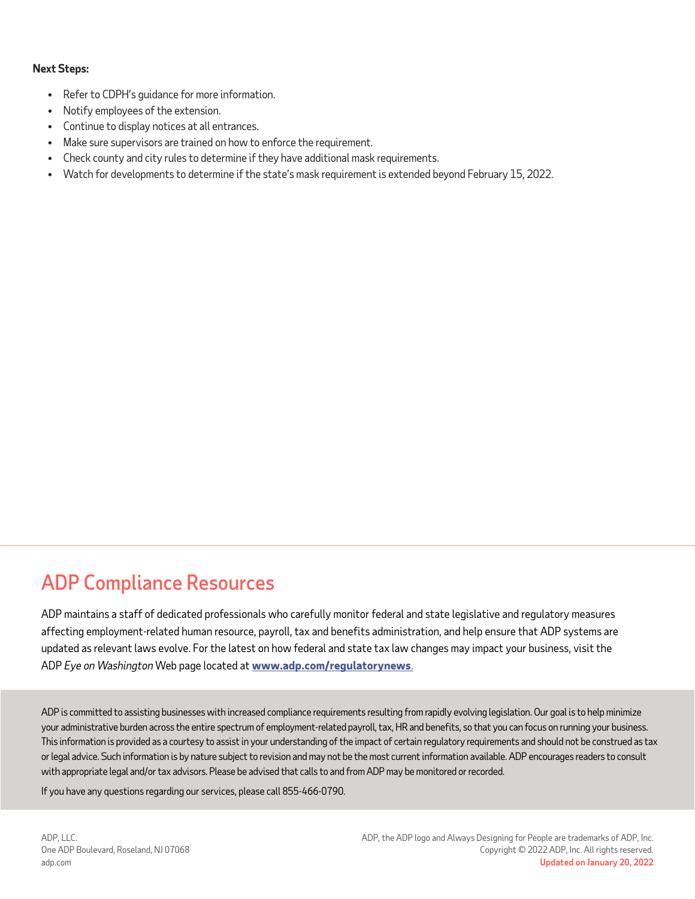**Next Steps:**

- Refer to CDPH's guidance for more information.
- Notify employees of the extension.
- Continue to display notices at all entrances.
- Make sure supervisors are trained on how to enforce the requirement.
- Check county and city rules to determine if they have additional mask requirements.
- Watch for developments to determine if the state's mask requirement is extended beyond February 15, 2022.

## ADP Compliance Resources

ADP maintains a staff of dedicated professionals who carefully monitor federal and state legislative and regulatory measures affecting employment-related human resource, payroll, tax and benefits administration, and help ensure that ADP systems are updated as relevant laws evolve. For the latest on how federal and state tax law changes may impact your business, visit the ADP *Eye on Washington* Web page located at **www.adp.com/regulatorynews**.

ADP is committed to assisting businesses with increased compliance requirements resulting from rapidly evolving legislation. Our goal is to help minimize your administrative burden across the entire spectrum of employment-related payroll, tax, HR and benefits, so that you can focus on running your business. This information is provided as a courtesy to assist in your understanding of the impact of certain regulatory requirements and should not be construed as tax or legal advice. Such information is by nature subject to revision and may not be the most current information available. ADP encourages readers to consult with appropriate legal and/or tax advisors. Please be advised that calls to and from ADP may be monitored or recorded.

If you have any questions regarding our services, please call 855-466-0790.

ADP, LLC.
One ADP Boulevard, Roseland, NJ 07068
adp.com

ADP, the ADP logo and Always Designing for People are trademarks of ADP, Inc.
Copyright © 2022 ADP, Inc. All rights reserved.
**Updated on January 20, 2022**